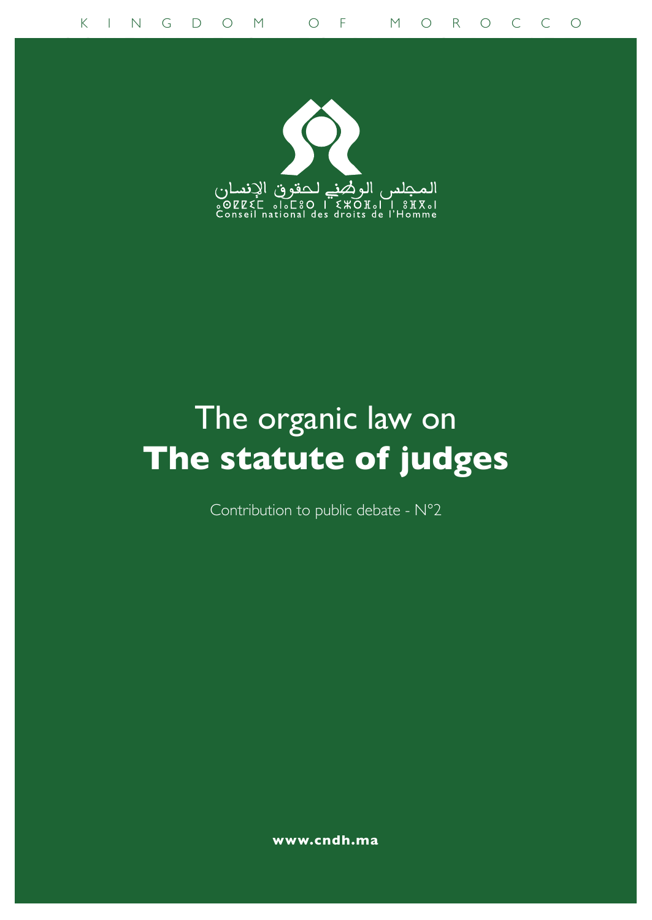KINGDOM OF MOROCCO

المجلس الوطني لحقوق الإنسان

Conseil national des droits de l'Homme

# The organic law on **The statute of judges**

Contribution to public debate - N°2

**www.cndh.ma**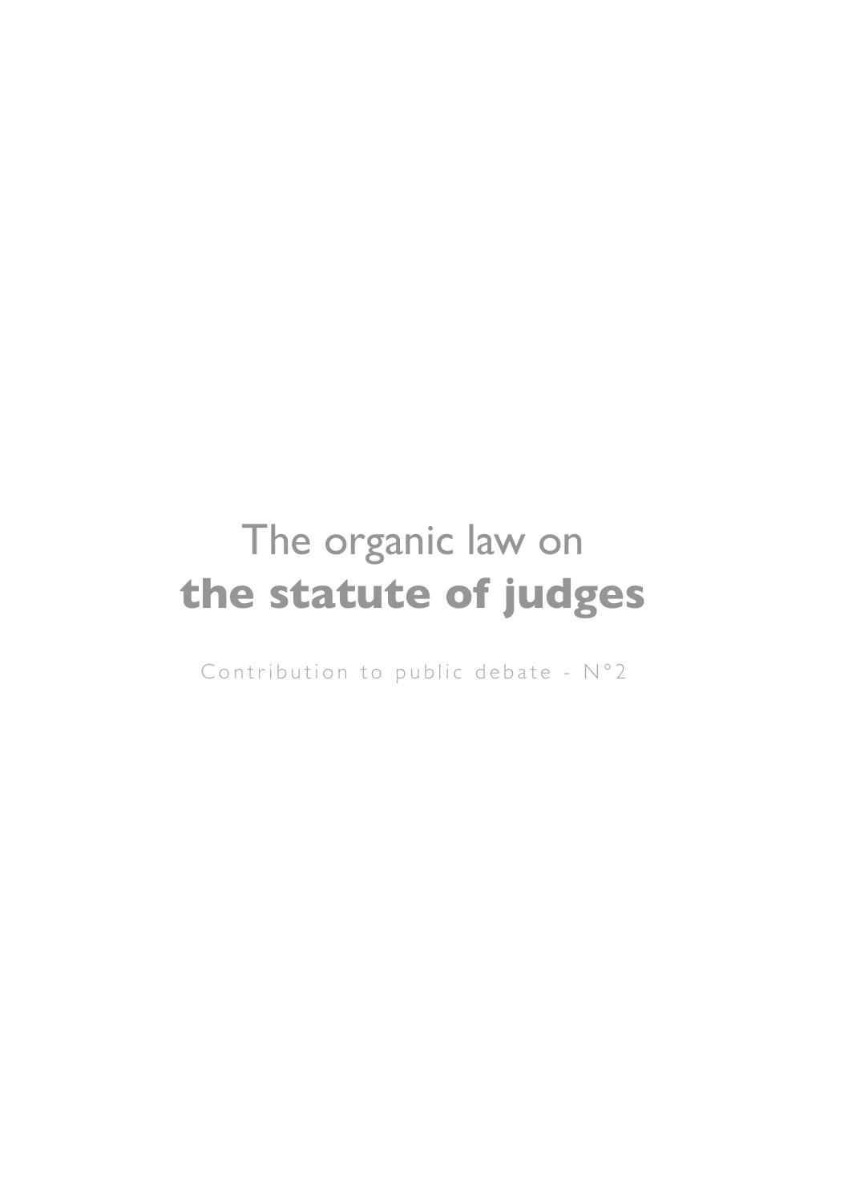# The organic law on **the statute of judges**

Contribution to public debate - N°2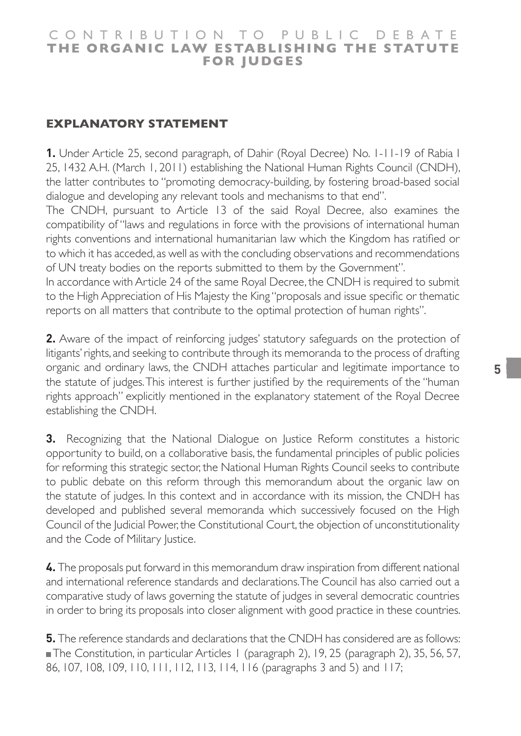## EXPLANATORY STATEMENT

**1.** Under Article 25, second paragraph, of Dahir (Royal Decree) No. 1-11-19 of Rabia I 25, 1432 A.H. (March 1, 2011) establishing the National Human Rights Council (CNDH), the latter contributes to "promoting democracy-building, by fostering broad-based social dialogue and developing any relevant tools and mechanisms to that end".

The CNDH, pursuant to Article 13 of the said Royal Decree, also examines the compatibility of "laws and regulations in force with the provisions of international human rights conventions and international humanitarian law which the Kingdom has ratified or to which it has acceded, as well as with the concluding observations and recommendations of UN treaty bodies on the reports submitted to them by the Government".

In accordance with Article 24 of the same Royal Decree, the CNDH is required to submit to the High Appreciation of His Majesty the King "proposals and issue specific or thematic reports on all matters that contribute to the optimal protection of human rights".

**2.** Aware of the impact of reinforcing judges' statutory safeguards on the protection of litigants' rights, and seeking to contribute through its memoranda to the process of drafting organic and ordinary laws, the CNDH attaches particular and legitimate importance to the statute of judges. This interest is further justified by the requirements of the "human rights approach" explicitly mentioned in the explanatory statement of the Royal Decree establishing the CNDH.

**3.** Recognizing that the National Dialogue on Justice Reform constitutes a historic opportunity to build, on a collaborative basis, the fundamental principles of public policies for reforming this strategic sector, the National Human Rights Council seeks to contribute to public debate on this reform through this memorandum about the organic law on the statute of judges. In this context and in accordance with its mission, the CNDH has developed and published several memoranda which successively focused on the High Council of the Judicial Power, the Constitutional Court, the objection of unconstitutionality and the Code of Military Justice.

**4.** The proposals put forward in this memorandum draw inspiration from different national and international reference standards and declarations. The Council has also carried out a comparative study of laws governing the statute of judges in several democratic countries in order to bring its proposals into closer alignment with good practice in these countries.

**5.** The reference standards and declarations that the CNDH has considered are as follows:

- The Constitution, in particular Articles 1 (paragraph 2), 19, 25 (paragraph 2), 35, 56, 57, 86, 107, 108, 109, 110, 111, 112, 113, 114, 116 (paragraphs 3 and 5) and 117;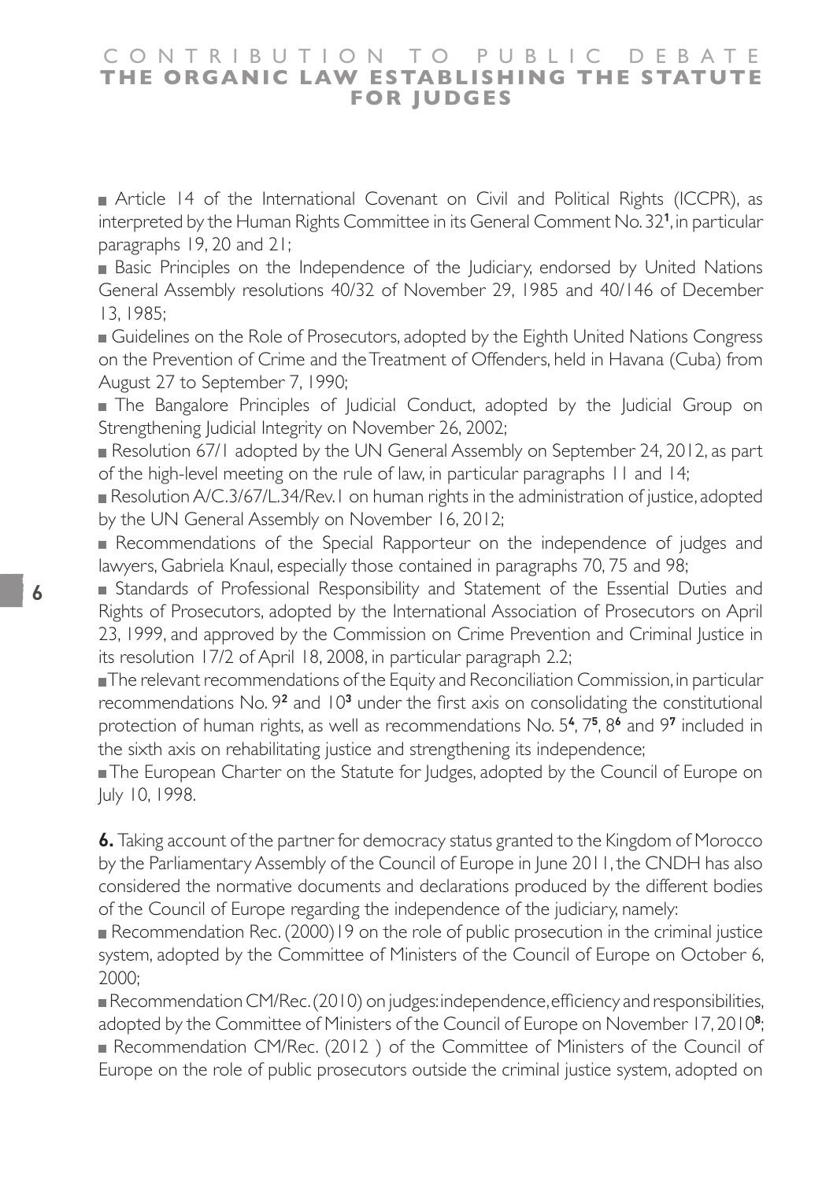- Article 14 of the International Covenant on Civil and Political Rights (ICCPR), as interpreted by the Human Rights Committee in its General Comment No. 32[1], in particular paragraphs 19, 20 and 21;
- Basic Principles on the Independence of the Judiciary, endorsed by United Nations General Assembly resolutions 40/32 of November 29, 1985 and 40/146 of December 13, 1985;
- Guidelines on the Role of Prosecutors, adopted by the Eighth United Nations Congress on the Prevention of Crime and the Treatment of Offenders, held in Havana (Cuba) from August 27 to September 7, 1990;
- The Bangalore Principles of Judicial Conduct, adopted by the Judicial Group on Strengthening Judicial Integrity on November 26, 2002;
- Resolution 67/1 adopted by the UN General Assembly on September 24, 2012, as part of the high-level meeting on the rule of law, in particular paragraphs 11 and 14;
- Resolution A/C.3/67/L.34/Rev.1 on human rights in the administration of justice, adopted by the UN General Assembly on November 16, 2012;
- Recommendations of the Special Rapporteur on the independence of judges and lawyers, Gabriela Knaul, especially those contained in paragraphs 70, 75 and 98;
- Standards of Professional Responsibility and Statement of the Essential Duties and Rights of Prosecutors, adopted by the International Association of Prosecutors on April 23, 1999, and approved by the Commission on Crime Prevention and Criminal Justice in its resolution 17/2 of April 18, 2008, in particular paragraph 2.2;
- The relevant recommendations of the Equity and Reconciliation Commission, in particular recommendations No. 9[2] and 10[3] under the first axis on consolidating the constitutional protection of human rights, as well as recommendations No. 5[4], 7[5], 8[6] and 9[7] included in the sixth axis on rehabilitating justice and strengthening its independence;
- The European Charter on the Statute for Judges, adopted by the Council of Europe on July 10, 1998.

**6.** Taking account of the partner for democracy status granted to the Kingdom of Morocco by the Parliamentary Assembly of the Council of Europe in June 2011, the CNDH has also considered the normative documents and declarations produced by the different bodies of the Council of Europe regarding the independence of the judiciary, namely:

- Recommendation Rec. (2000)19 on the role of public prosecution in the criminal justice system, adopted by the Committee of Ministers of the Council of Europe on October 6, 2000;
- Recommendation CM/Rec. (2010) on judges: independence, efficiency and responsibilities, adopted by the Committee of Ministers of the Council of Europe on November 17, 2010[8];
- Recommendation CM/Rec. (2012 ) of the Committee of Ministers of the Council of Europe on the role of public prosecutors outside the criminal justice system, adopted on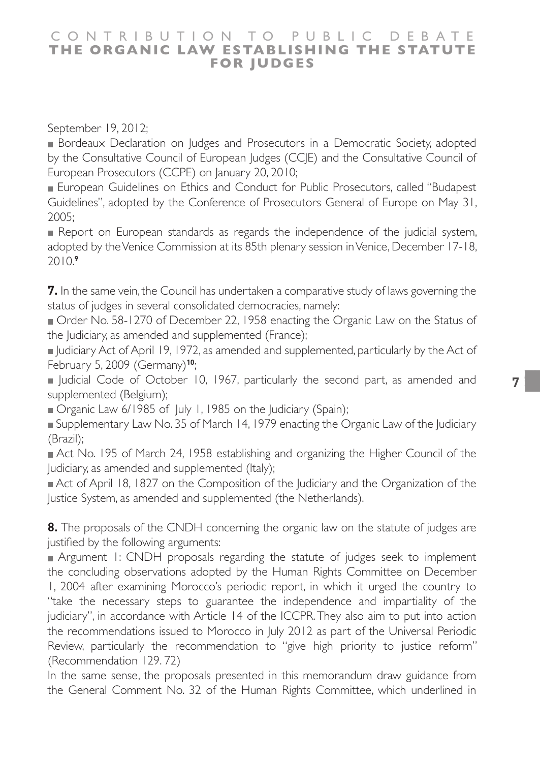September 19, 2012;

- Bordeaux Declaration on Judges and Prosecutors in a Democratic Society, adopted by the Consultative Council of European Judges (CCJE) and the Consultative Council of European Prosecutors (CCPE) on January 20, 2010;
- European Guidelines on Ethics and Conduct for Public Prosecutors, called "Budapest Guidelines", adopted by the Conference of Prosecutors General of Europe on May 31, 2005;
- Report on European standards as regards the independence of the judicial system, adopted by the Venice Commission at its 85th plenary session in Venice, December 17-18, 2010.[9]

**7.** In the same vein, the Council has undertaken a comparative study of laws governing the status of judges in several consolidated democracies, namely:

- Order No. 58-1270 of December 22, 1958 enacting the Organic Law on the Status of the Judiciary, as amended and supplemented (France);
- Judiciary Act of April 19, 1972, as amended and supplemented, particularly by the Act of February 5, 2009 (Germany)[10];
- Judicial Code of October 10, 1967, particularly the second part, as amended and supplemented (Belgium);
- Organic Law 6/1985 of July 1, 1985 on the Judiciary (Spain);
- Supplementary Law No. 35 of March 14, 1979 enacting the Organic Law of the Judiciary (Brazil);
- Act No. 195 of March 24, 1958 establishing and organizing the Higher Council of the Judiciary, as amended and supplemented (Italy);
- Act of April 18, 1827 on the Composition of the Judiciary and the Organization of the Justice System, as amended and supplemented (the Netherlands).

**8.** The proposals of the CNDH concerning the organic law on the statute of judges are justified by the following arguments:

- Argument 1: CNDH proposals regarding the statute of judges seek to implement the concluding observations adopted by the Human Rights Committee on December 1, 2004 after examining Morocco's periodic report, in which it urged the country to "take the necessary steps to guarantee the independence and impartiality of the judiciary", in accordance with Article 14 of the ICCPR. They also aim to put into action the recommendations issued to Morocco in July 2012 as part of the Universal Periodic Review, particularly the recommendation to "give high priority to justice reform" (Recommendation 129. 72)

In the same sense, the proposals presented in this memorandum draw guidance from the General Comment No. 32 of the Human Rights Committee, which underlined in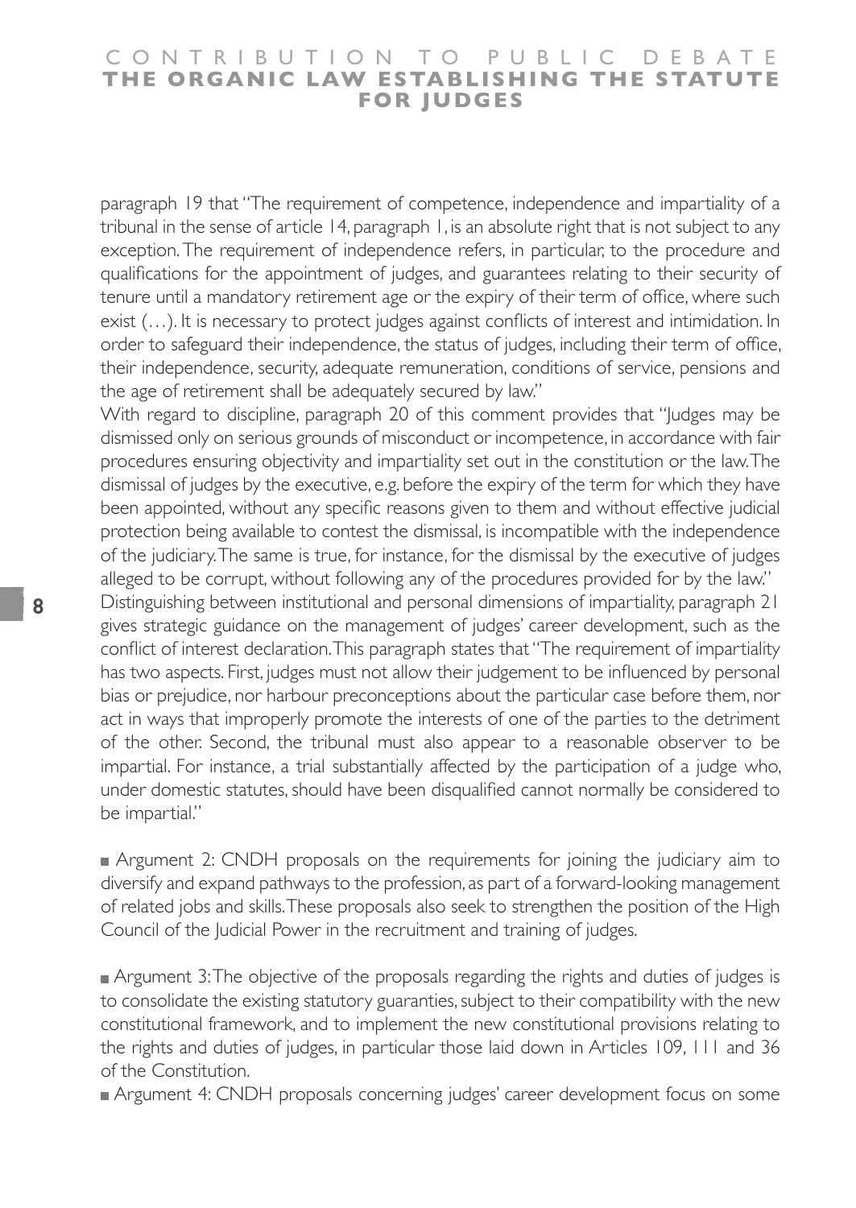paragraph 19 that "The requirement of competence, independence and impartiality of a tribunal in the sense of article 14, paragraph 1, is an absolute right that is not subject to any exception. The requirement of independence refers, in particular, to the procedure and qualifications for the appointment of judges, and guarantees relating to their security of tenure until a mandatory retirement age or the expiry of their term of office, where such exist (…). It is necessary to protect judges against conflicts of interest and intimidation. In order to safeguard their independence, the status of judges, including their term of office, their independence, security, adequate remuneration, conditions of service, pensions and the age of retirement shall be adequately secured by law."

With regard to discipline, paragraph 20 of this comment provides that "Judges may be dismissed only on serious grounds of misconduct or incompetence, in accordance with fair procedures ensuring objectivity and impartiality set out in the constitution or the law. The dismissal of judges by the executive, e.g. before the expiry of the term for which they have been appointed, without any specific reasons given to them and without effective judicial protection being available to contest the dismissal, is incompatible with the independence of the judiciary. The same is true, for instance, for the dismissal by the executive of judges alleged to be corrupt, without following any of the procedures provided for by the law."

Distinguishing between institutional and personal dimensions of impartiality, paragraph 21 gives strategic guidance on the management of judges' career development, such as the conflict of interest declaration. This paragraph states that "The requirement of impartiality has two aspects. First, judges must not allow their judgement to be influenced by personal bias or prejudice, nor harbour preconceptions about the particular case before them, nor act in ways that improperly promote the interests of one of the parties to the detriment of the other. Second, the tribunal must also appear to a reasonable observer to be impartial. For instance, a trial substantially affected by the participation of a judge who, under domestic statutes, should have been disqualified cannot normally be considered to be impartial."

- Argument 2: CNDH proposals on the requirements for joining the judiciary aim to diversify and expand pathways to the profession, as part of a forward-looking management of related jobs and skills. These proposals also seek to strengthen the position of the High Council of the Judicial Power in the recruitment and training of judges.

- Argument 3: The objective of the proposals regarding the rights and duties of judges is to consolidate the existing statutory guaranties, subject to their compatibility with the new constitutional framework, and to implement the new constitutional provisions relating to the rights and duties of judges, in particular those laid down in Articles 109, 111 and 36 of the Constitution.
- Argument 4: CNDH proposals concerning judges' career development focus on some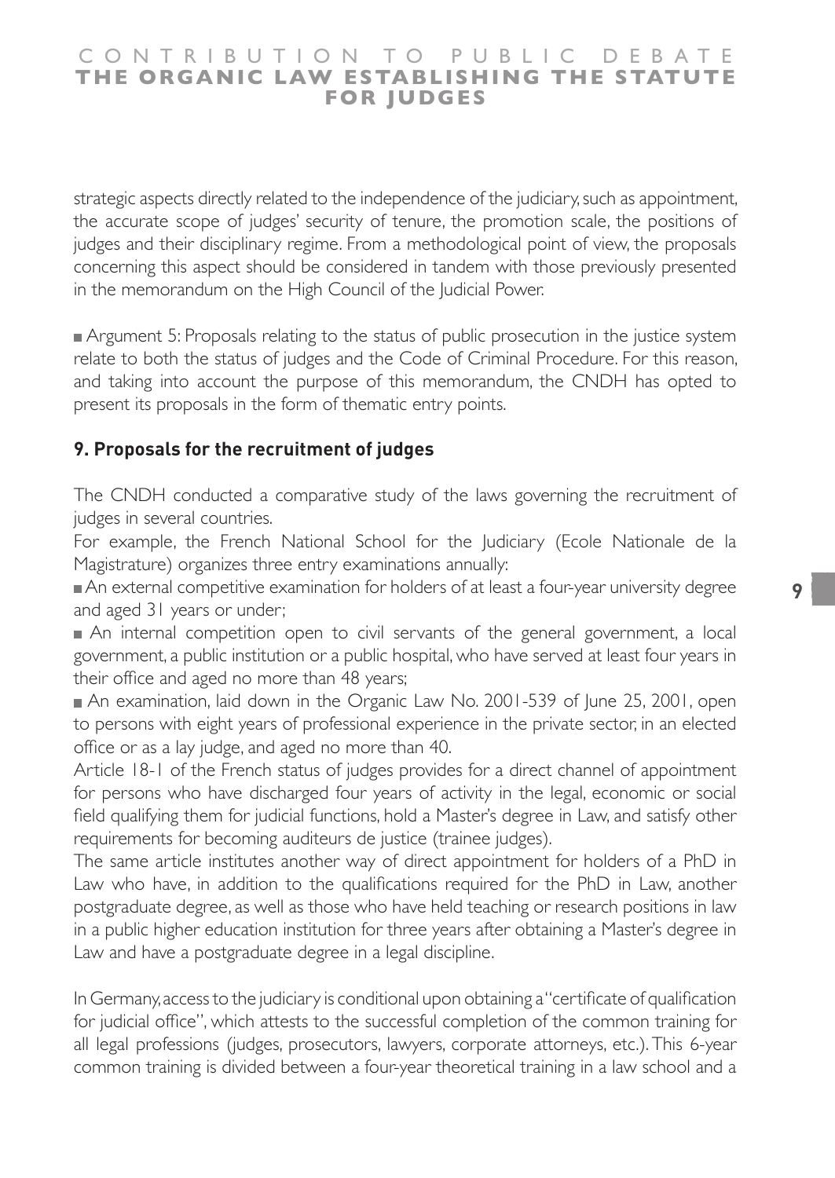strategic aspects directly related to the independence of the judiciary, such as appointment, the accurate scope of judges' security of tenure, the promotion scale, the positions of judges and their disciplinary regime. From a methodological point of view, the proposals concerning this aspect should be considered in tandem with those previously presented in the memorandum on the High Council of the Judicial Power.

- Argument 5: Proposals relating to the status of public prosecution in the justice system relate to both the status of judges and the Code of Criminal Procedure. For this reason, and taking into account the purpose of this memorandum, the CNDH has opted to present its proposals in the form of thematic entry points.

## 9. Proposals for the recruitment of judges

The CNDH conducted a comparative study of the laws governing the recruitment of judges in several countries.

For example, the French National School for the Judiciary (Ecole Nationale de la Magistrature) organizes three entry examinations annually:

- An external competitive examination for holders of at least a four-year university degree and aged 31 years or under;
- An internal competition open to civil servants of the general government, a local government, a public institution or a public hospital, who have served at least four years in their office and aged no more than 48 years;
- An examination, laid down in the Organic Law No. 2001-539 of June 25, 2001, open to persons with eight years of professional experience in the private sector, in an elected office or as a lay judge, and aged no more than 40.

Article 18-1 of the French status of judges provides for a direct channel of appointment for persons who have discharged four years of activity in the legal, economic or social field qualifying them for judicial functions, hold a Master's degree in Law, and satisfy other requirements for becoming auditeurs de justice (trainee judges).

The same article institutes another way of direct appointment for holders of a PhD in Law who have, in addition to the qualifications required for the PhD in Law, another postgraduate degree, as well as those who have held teaching or research positions in law in a public higher education institution for three years after obtaining a Master's degree in Law and have a postgraduate degree in a legal discipline.

In Germany, access to the judiciary is conditional upon obtaining a "certificate of qualification for judicial office", which attests to the successful completion of the common training for all legal professions (judges, prosecutors, lawyers, corporate attorneys, etc.). This 6-year common training is divided between a four-year theoretical training in a law school and a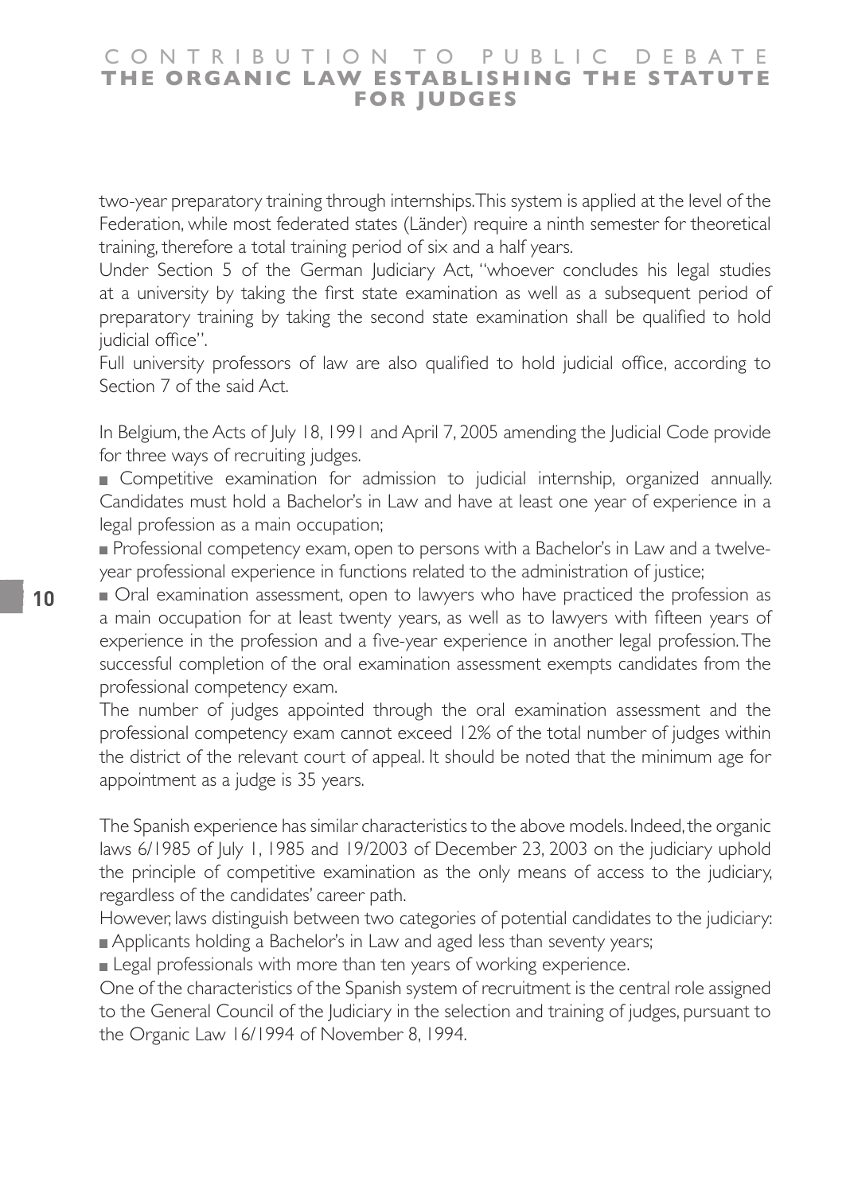two-year preparatory training through internships. This system is applied at the level of the Federation, while most federated states (Länder) require a ninth semester for theoretical training, therefore a total training period of six and a half years.

Under Section 5 of the German Judiciary Act, "whoever concludes his legal studies at a university by taking the first state examination as well as a subsequent period of preparatory training by taking the second state examination shall be qualified to hold judicial office".

Full university professors of law are also qualified to hold judicial office, according to Section 7 of the said Act.

In Belgium, the Acts of July 18, 1991 and April 7, 2005 amending the Judicial Code provide for three ways of recruiting judges.

- Competitive examination for admission to judicial internship, organized annually. Candidates must hold a Bachelor's in Law and have at least one year of experience in a legal profession as a main occupation;
- Professional competency exam, open to persons with a Bachelor's in Law and a twelve-year professional experience in functions related to the administration of justice;
- Oral examination assessment, open to lawyers who have practiced the profession as a main occupation for at least twenty years, as well as to lawyers with fifteen years of experience in the profession and a five-year experience in another legal profession. The successful completion of the oral examination assessment exempts candidates from the professional competency exam.

The number of judges appointed through the oral examination assessment and the professional competency exam cannot exceed 12% of the total number of judges within the district of the relevant court of appeal. It should be noted that the minimum age for appointment as a judge is 35 years.

The Spanish experience has similar characteristics to the above models. Indeed, the organic laws 6/1985 of July 1, 1985 and 19/2003 of December 23, 2003 on the judiciary uphold the principle of competitive examination as the only means of access to the judiciary, regardless of the candidates' career path.

However, laws distinguish between two categories of potential candidates to the judiciary:

- Applicants holding a Bachelor's in Law and aged less than seventy years;
- Legal professionals with more than ten years of working experience.

One of the characteristics of the Spanish system of recruitment is the central role assigned to the General Council of the Judiciary in the selection and training of judges, pursuant to the Organic Law 16/1994 of November 8, 1994.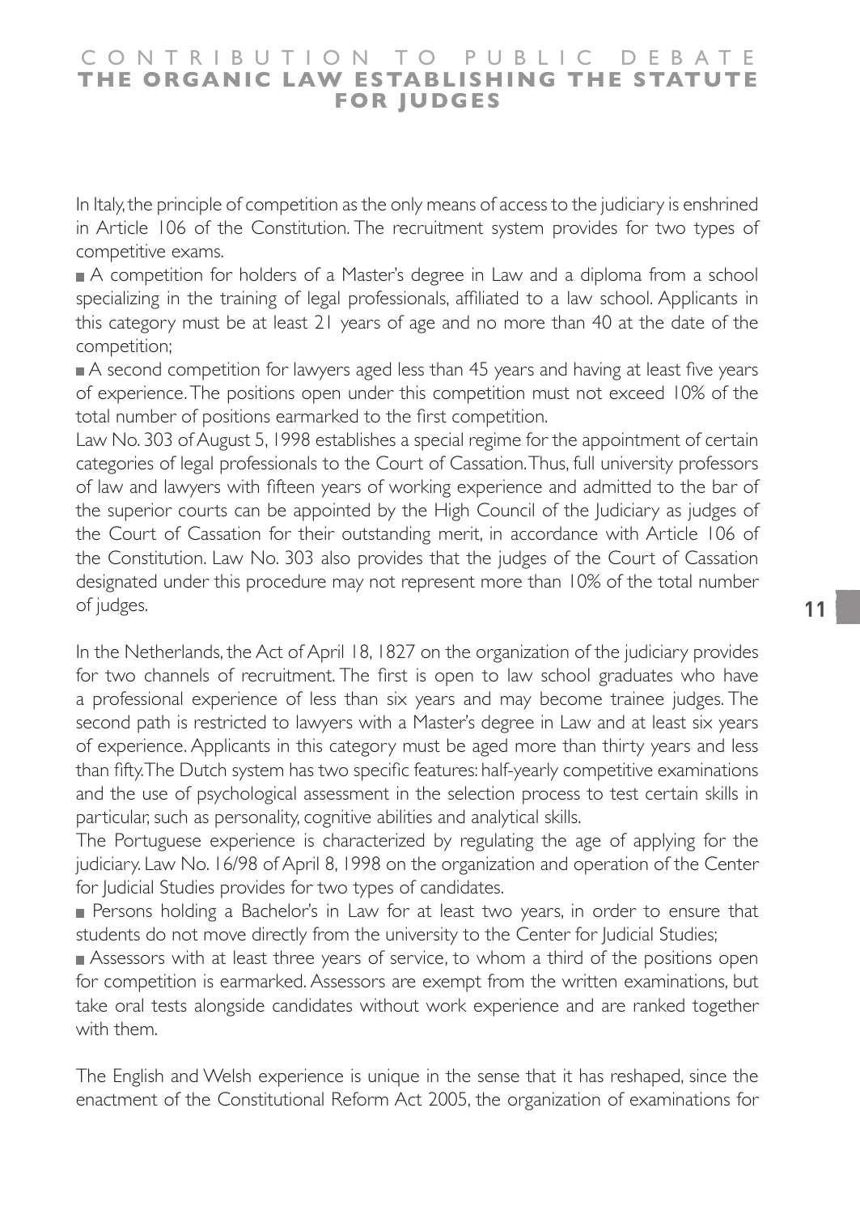In Italy, the principle of competition as the only means of access to the judiciary is enshrined in Article 106 of the Constitution. The recruitment system provides for two types of competitive exams.

- A competition for holders of a Master's degree in Law and a diploma from a school specializing in the training of legal professionals, affiliated to a law school. Applicants in this category must be at least 21 years of age and no more than 40 at the date of the competition;
- A second competition for lawyers aged less than 45 years and having at least five years of experience. The positions open under this competition must not exceed 10% of the total number of positions earmarked to the first competition.

Law No. 303 of August 5, 1998 establishes a special regime for the appointment of certain categories of legal professionals to the Court of Cassation. Thus, full university professors of law and lawyers with fifteen years of working experience and admitted to the bar of the superior courts can be appointed by the High Council of the Judiciary as judges of the Court of Cassation for their outstanding merit, in accordance with Article 106 of the Constitution. Law No. 303 also provides that the judges of the Court of Cassation designated under this procedure may not represent more than 10% of the total number of judges.

In the Netherlands, the Act of April 18, 1827 on the organization of the judiciary provides for two channels of recruitment. The first is open to law school graduates who have a professional experience of less than six years and may become trainee judges. The second path is restricted to lawyers with a Master's degree in Law and at least six years of experience. Applicants in this category must be aged more than thirty years and less than fifty. The Dutch system has two specific features: half-yearly competitive examinations and the use of psychological assessment in the selection process to test certain skills in particular, such as personality, cognitive abilities and analytical skills.

The Portuguese experience is characterized by regulating the age of applying for the judiciary. Law No. 16/98 of April 8, 1998 on the organization and operation of the Center for Judicial Studies provides for two types of candidates.

- Persons holding a Bachelor's in Law for at least two years, in order to ensure that students do not move directly from the university to the Center for Judicial Studies;
- Assessors with at least three years of service, to whom a third of the positions open for competition is earmarked. Assessors are exempt from the written examinations, but take oral tests alongside candidates without work experience and are ranked together with them.

The English and Welsh experience is unique in the sense that it has reshaped, since the enactment of the Constitutional Reform Act 2005, the organization of examinations for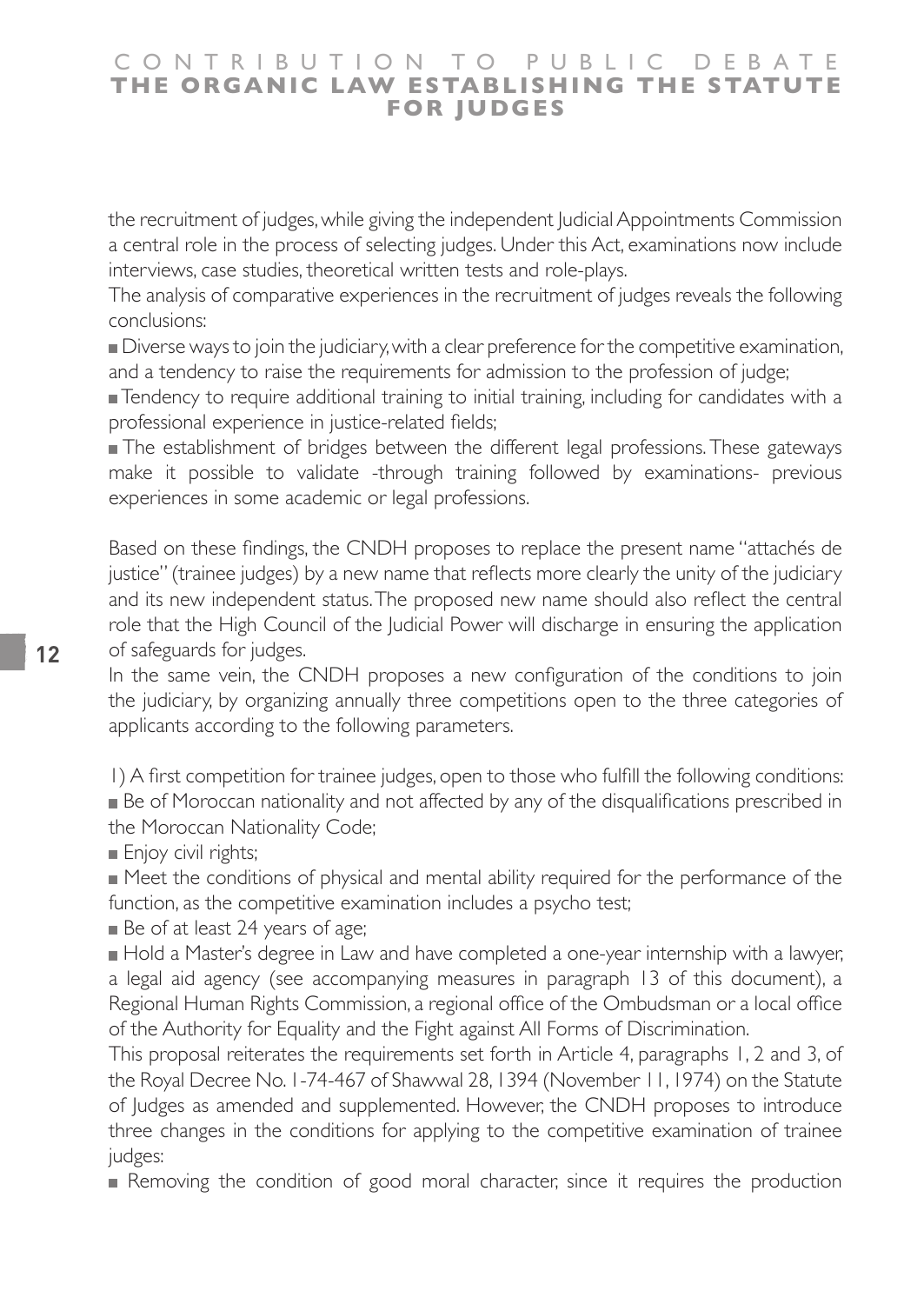the recruitment of judges, while giving the independent Judicial Appointments Commission a central role in the process of selecting judges. Under this Act, examinations now include interviews, case studies, theoretical written tests and role-plays.

The analysis of comparative experiences in the recruitment of judges reveals the following conclusions:

- Diverse ways to join the judiciary, with a clear preference for the competitive examination, and a tendency to raise the requirements for admission to the profession of judge;
- Tendency to require additional training to initial training, including for candidates with a professional experience in justice-related fields;
- The establishment of bridges between the different legal professions. These gateways make it possible to validate -through training followed by examinations- previous experiences in some academic or legal professions.

Based on these findings, the CNDH proposes to replace the present name "attachés de justice" (trainee judges) by a new name that reflects more clearly the unity of the judiciary and its new independent status. The proposed new name should also reflect the central role that the High Council of the Judicial Power will discharge in ensuring the application of safeguards for judges.

In the same vein, the CNDH proposes a new configuration of the conditions to join the judiciary, by organizing annually three competitions open to the three categories of applicants according to the following parameters.

1) A first competition for trainee judges, open to those who fulfill the following conditions:

- Be of Moroccan nationality and not affected by any of the disqualifications prescribed in the Moroccan Nationality Code;
- Enjoy civil rights;
- Meet the conditions of physical and mental ability required for the performance of the function, as the competitive examination includes a psycho test;
- Be of at least 24 years of age;
- Hold a Master's degree in Law and have completed a one-year internship with a lawyer, a legal aid agency (see accompanying measures in paragraph 13 of this document), a Regional Human Rights Commission, a regional office of the Ombudsman or a local office of the Authority for Equality and the Fight against All Forms of Discrimination.

This proposal reiterates the requirements set forth in Article 4, paragraphs 1, 2 and 3, of the Royal Decree No. 1-74-467 of Shawwal 28, 1394 (November 11, 1974) on the Statute of Judges as amended and supplemented. However, the CNDH proposes to introduce three changes in the conditions for applying to the competitive examination of trainee judges:

- Removing the condition of good moral character, since it requires the production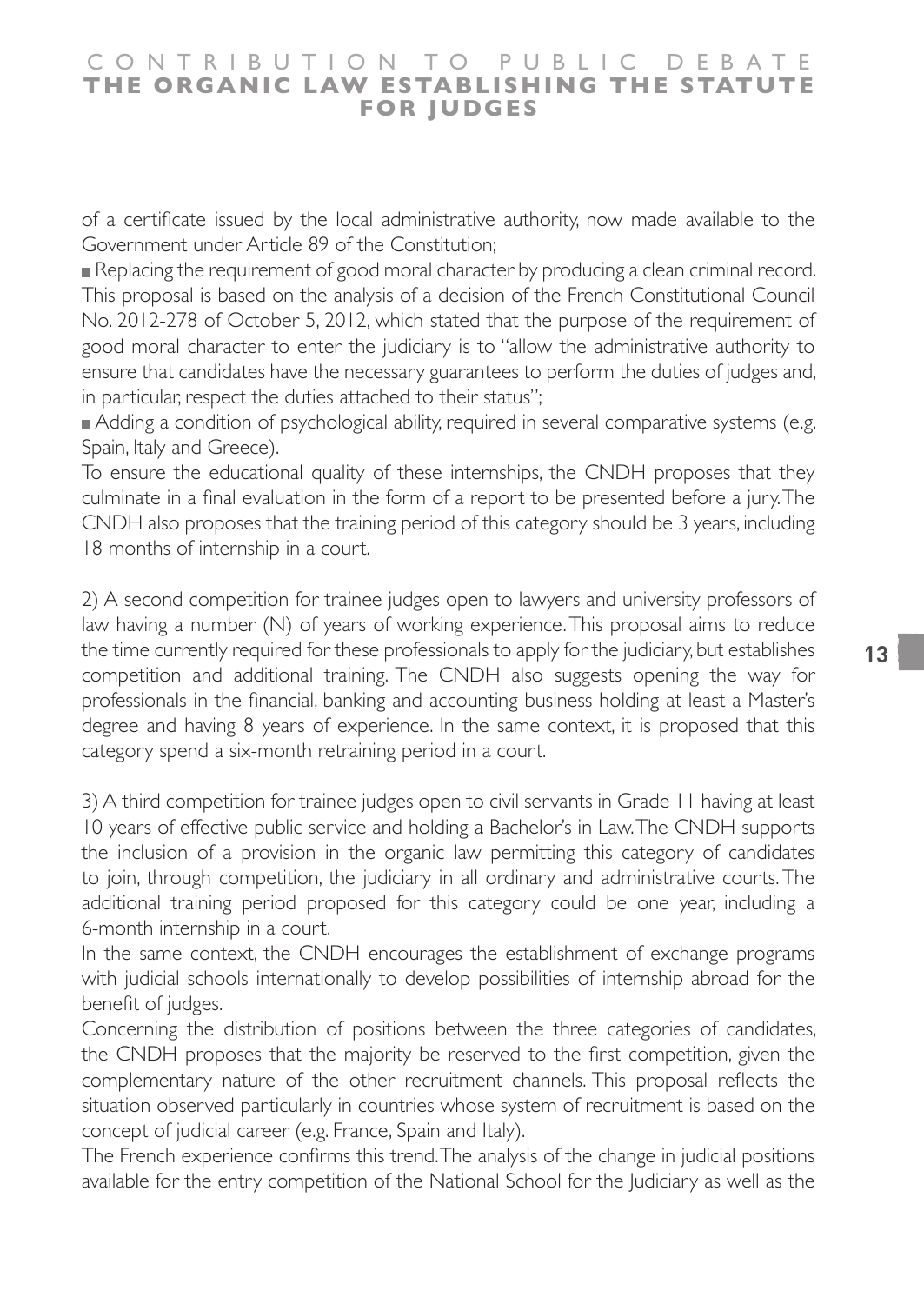of a certificate issued by the local administrative authority, now made available to the Government under Article 89 of the Constitution;

- Replacing the requirement of good moral character by producing a clean criminal record. This proposal is based on the analysis of a decision of the French Constitutional Council No. 2012-278 of October 5, 2012, which stated that the purpose of the requirement of good moral character to enter the judiciary is to "allow the administrative authority to ensure that candidates have the necessary guarantees to perform the duties of judges and, in particular, respect the duties attached to their status";
- Adding a condition of psychological ability, required in several comparative systems (e.g. Spain, Italy and Greece).

To ensure the educational quality of these internships, the CNDH proposes that they culminate in a final evaluation in the form of a report to be presented before a jury. The CNDH also proposes that the training period of this category should be 3 years, including 18 months of internship in a court.

2) A second competition for trainee judges open to lawyers and university professors of law having a number (N) of years of working experience. This proposal aims to reduce the time currently required for these professionals to apply for the judiciary, but establishes competition and additional training. The CNDH also suggests opening the way for professionals in the financial, banking and accounting business holding at least a Master's degree and having 8 years of experience. In the same context, it is proposed that this category spend a six-month retraining period in a court.

3) A third competition for trainee judges open to civil servants in Grade 11 having at least 10 years of effective public service and holding a Bachelor's in Law. The CNDH supports the inclusion of a provision in the organic law permitting this category of candidates to join, through competition, the judiciary in all ordinary and administrative courts. The additional training period proposed for this category could be one year, including a 6-month internship in a court.

In the same context, the CNDH encourages the establishment of exchange programs with judicial schools internationally to develop possibilities of internship abroad for the benefit of judges.

Concerning the distribution of positions between the three categories of candidates, the CNDH proposes that the majority be reserved to the first competition, given the complementary nature of the other recruitment channels. This proposal reflects the situation observed particularly in countries whose system of recruitment is based on the concept of judicial career (e.g. France, Spain and Italy).

The French experience confirms this trend. The analysis of the change in judicial positions available for the entry competition of the National School for the Judiciary as well as the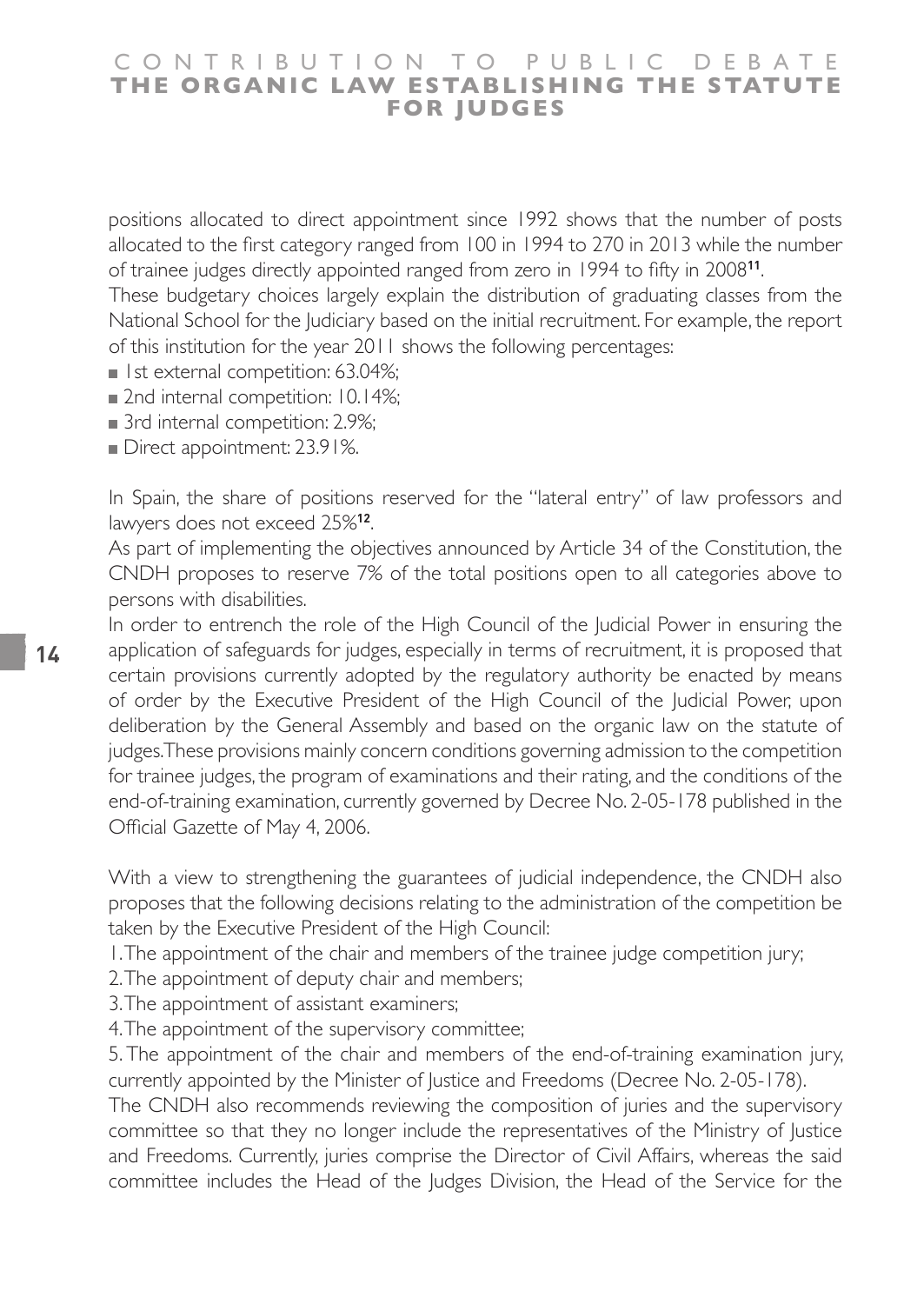positions allocated to direct appointment since 1992 shows that the number of posts allocated to the first category ranged from 100 in 1994 to 270 in 2013 while the number of trainee judges directly appointed ranged from zero in 1994 to fifty in 2008[11].

These budgetary choices largely explain the distribution of graduating classes from the National School for the Judiciary based on the initial recruitment. For example, the report of this institution for the year 2011 shows the following percentages:

- 1st external competition: 63.04%;
- 2nd internal competition: 10.14%;
- 3rd internal competition: 2.9%;
- Direct appointment: 23.91%.

In Spain, the share of positions reserved for the "lateral entry" of law professors and lawyers does not exceed 25%[12].

As part of implementing the objectives announced by Article 34 of the Constitution, the CNDH proposes to reserve 7% of the total positions open to all categories above to persons with disabilities.

In order to entrench the role of the High Council of the Judicial Power in ensuring the application of safeguards for judges, especially in terms of recruitment, it is proposed that certain provisions currently adopted by the regulatory authority be enacted by means of order by the Executive President of the High Council of the Judicial Power, upon deliberation by the General Assembly and based on the organic law on the statute of judges. These provisions mainly concern conditions governing admission to the competition for trainee judges, the program of examinations and their rating, and the conditions of the end-of-training examination, currently governed by Decree No. 2-05-178 published in the Official Gazette of May 4, 2006.

With a view to strengthening the guarantees of judicial independence, the CNDH also proposes that the following decisions relating to the administration of the competition be taken by the Executive President of the High Council:

1. The appointment of the chair and members of the trainee judge competition jury;
2. The appointment of deputy chair and members;
3. The appointment of assistant examiners;
4. The appointment of the supervisory committee;
5. The appointment of the chair and members of the end-of-training examination jury, currently appointed by the Minister of Justice and Freedoms (Decree No. 2-05-178).

The CNDH also recommends reviewing the composition of juries and the supervisory committee so that they no longer include the representatives of the Ministry of Justice and Freedoms. Currently, juries comprise the Director of Civil Affairs, whereas the said committee includes the Head of the Judges Division, the Head of the Service for the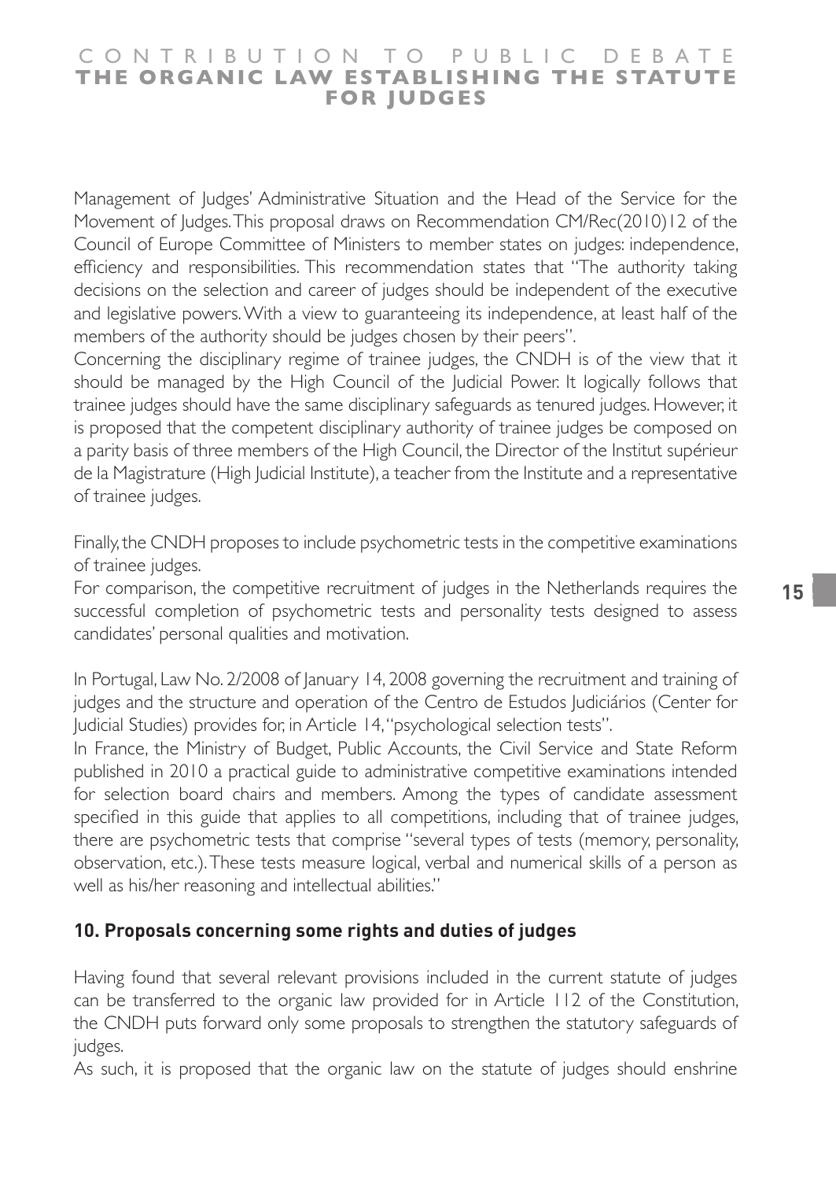Management of Judges' Administrative Situation and the Head of the Service for the Movement of Judges. This proposal draws on Recommendation CM/Rec(2010)12 of the Council of Europe Committee of Ministers to member states on judges: independence, efficiency and responsibilities. This recommendation states that "The authority taking decisions on the selection and career of judges should be independent of the executive and legislative powers. With a view to guaranteeing its independence, at least half of the members of the authority should be judges chosen by their peers".

Concerning the disciplinary regime of trainee judges, the CNDH is of the view that it should be managed by the High Council of the Judicial Power. It logically follows that trainee judges should have the same disciplinary safeguards as tenured judges. However, it is proposed that the competent disciplinary authority of trainee judges be composed on a parity basis of three members of the High Council, the Director of the Institut supérieur de la Magistrature (High Judicial Institute), a teacher from the Institute and a representative of trainee judges.

Finally, the CNDH proposes to include psychometric tests in the competitive examinations of trainee judges.

For comparison, the competitive recruitment of judges in the Netherlands requires the successful completion of psychometric tests and personality tests designed to assess candidates' personal qualities and motivation.

In Portugal, Law No. 2/2008 of January 14, 2008 governing the recruitment and training of judges and the structure and operation of the Centro de Estudos Judiciários (Center for Judicial Studies) provides for, in Article 14, "psychological selection tests".

In France, the Ministry of Budget, Public Accounts, the Civil Service and State Reform published in 2010 a practical guide to administrative competitive examinations intended for selection board chairs and members. Among the types of candidate assessment specified in this guide that applies to all competitions, including that of trainee judges, there are psychometric tests that comprise "several types of tests (memory, personality, observation, etc.). These tests measure logical, verbal and numerical skills of a person as well as his/her reasoning and intellectual abilities."

## 10. Proposals concerning some rights and duties of judges

Having found that several relevant provisions included in the current statute of judges can be transferred to the organic law provided for in Article 112 of the Constitution, the CNDH puts forward only some proposals to strengthen the statutory safeguards of judges.

As such, it is proposed that the organic law on the statute of judges should enshrine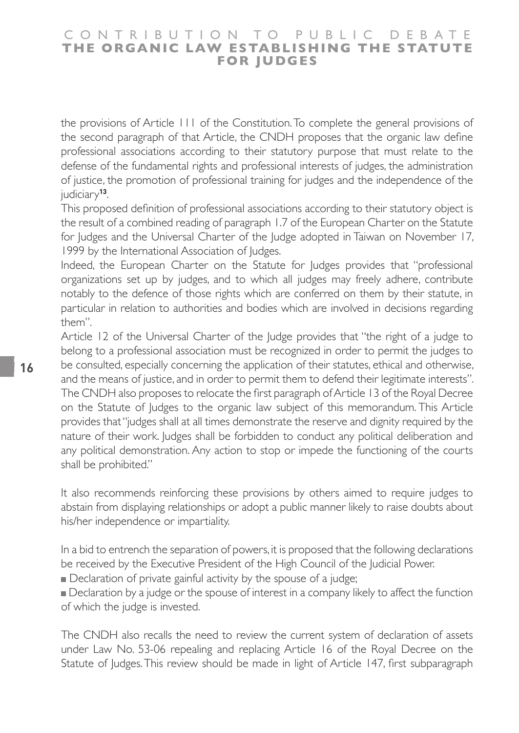the provisions of Article 111 of the Constitution. To complete the general provisions of the second paragraph of that Article, the CNDH proposes that the organic law define professional associations according to their statutory purpose that must relate to the defense of the fundamental rights and professional interests of judges, the administration of justice, the promotion of professional training for judges and the independence of the judiciary[13].

This proposed definition of professional associations according to their statutory object is the result of a combined reading of paragraph 1.7 of the European Charter on the Statute for Judges and the Universal Charter of the Judge adopted in Taiwan on November 17, 1999 by the International Association of Judges.

Indeed, the European Charter on the Statute for Judges provides that "professional organizations set up by judges, and to which all judges may freely adhere, contribute notably to the defence of those rights which are conferred on them by their statute, in particular in relation to authorities and bodies which are involved in decisions regarding them".

Article 12 of the Universal Charter of the Judge provides that "the right of a judge to belong to a professional association must be recognized in order to permit the judges to be consulted, especially concerning the application of their statutes, ethical and otherwise, and the means of justice, and in order to permit them to defend their legitimate interests".

The CNDH also proposes to relocate the first paragraph of Article 13 of the Royal Decree on the Statute of Judges to the organic law subject of this memorandum. This Article provides that "judges shall at all times demonstrate the reserve and dignity required by the nature of their work. Judges shall be forbidden to conduct any political deliberation and any political demonstration. Any action to stop or impede the functioning of the courts shall be prohibited."

It also recommends reinforcing these provisions by others aimed to require judges to abstain from displaying relationships or adopt a public manner likely to raise doubts about his/her independence or impartiality.

In a bid to entrench the separation of powers, it is proposed that the following declarations be received by the Executive President of the High Council of the Judicial Power.

- Declaration of private gainful activity by the spouse of a judge;
- Declaration by a judge or the spouse of interest in a company likely to affect the function of which the judge is invested.

The CNDH also recalls the need to review the current system of declaration of assets under Law No. 53-06 repealing and replacing Article 16 of the Royal Decree on the Statute of Judges. This review should be made in light of Article 147, first subparagraph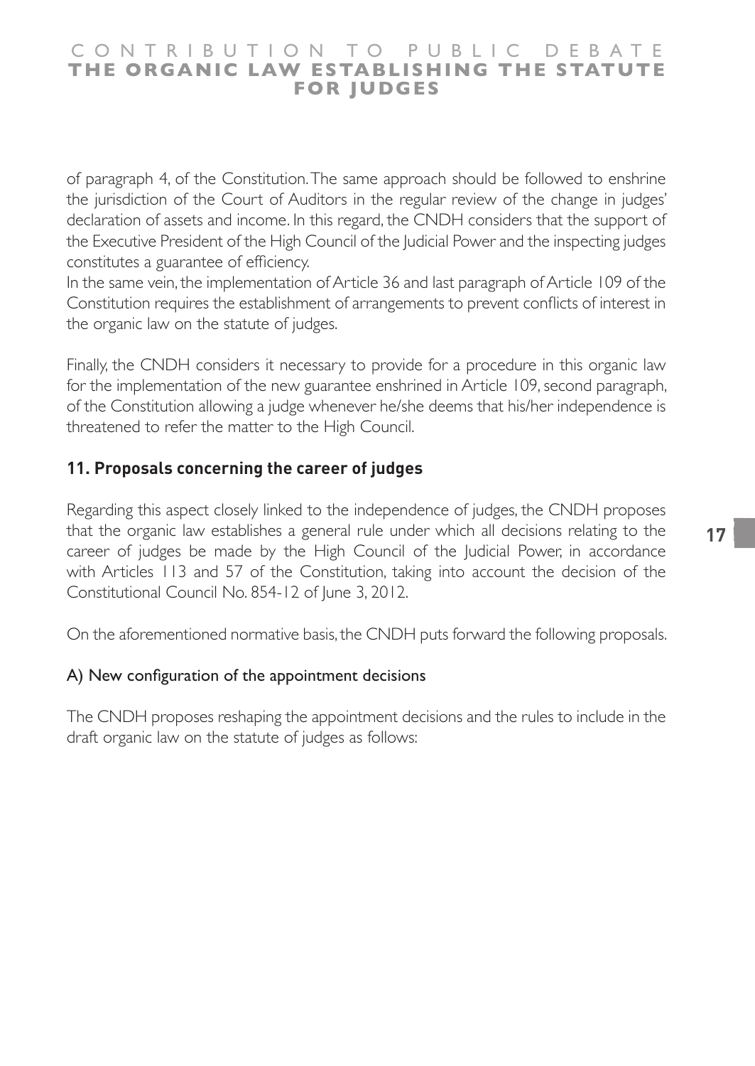of paragraph 4, of the Constitution. The same approach should be followed to enshrine the jurisdiction of the Court of Auditors in the regular review of the change in judges' declaration of assets and income. In this regard, the CNDH considers that the support of the Executive President of the High Council of the Judicial Power and the inspecting judges constitutes a guarantee of efficiency.

In the same vein, the implementation of Article 36 and last paragraph of Article 109 of the Constitution requires the establishment of arrangements to prevent conflicts of interest in the organic law on the statute of judges.

Finally, the CNDH considers it necessary to provide for a procedure in this organic law for the implementation of the new guarantee enshrined in Article 109, second paragraph, of the Constitution allowing a judge whenever he/she deems that his/her independence is threatened to refer the matter to the High Council.

## 11. Proposals concerning the career of judges

Regarding this aspect closely linked to the independence of judges, the CNDH proposes that the organic law establishes a general rule under which all decisions relating to the career of judges be made by the High Council of the Judicial Power, in accordance with Articles 113 and 57 of the Constitution, taking into account the decision of the Constitutional Council No. 854-12 of June 3, 2012.

On the aforementioned normative basis, the CNDH puts forward the following proposals.

### A) New configuration of the appointment decisions

The CNDH proposes reshaping the appointment decisions and the rules to include in the draft organic law on the statute of judges as follows: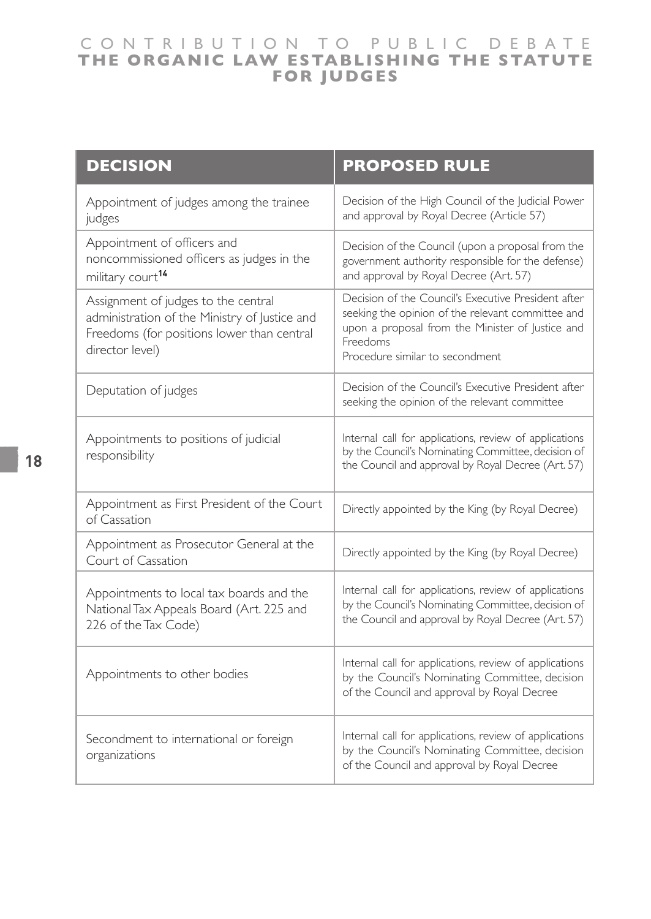| DECISION | PROPOSED RULE |
|---|---|
| Appointment of judges among the trainee judges | Decision of the High Council of the Judicial Power and approval by Royal Decree (Article 57) |
| Appointment of officers and noncommissioned officers as judges in the military court[14] | Decision of the Council (upon a proposal from the government authority responsible for the defense) and approval by Royal Decree (Art. 57) |
| Assignment of judges to the central administration of the Ministry of Justice and Freedoms (for positions lower than central director level) | Decision of the Council's Executive President after seeking the opinion of the relevant committee and upon a proposal from the Minister of Justice and Freedoms<br>Procedure similar to secondment |
| Deputation of judges | Decision of the Council's Executive President after seeking the opinion of the relevant committee |
| Appointments to positions of judicial responsibility | Internal call for applications, review of applications by the Council's Nominating Committee, decision of the Council and approval by Royal Decree (Art. 57) |
| Appointment as First President of the Court of Cassation | Directly appointed by the King (by Royal Decree) |
| Appointment as Prosecutor General at the Court of Cassation | Directly appointed by the King (by Royal Decree) |
| Appointments to local tax boards and the National Tax Appeals Board (Art. 225 and 226 of the Tax Code) | Internal call for applications, review of applications by the Council's Nominating Committee, decision of the Council and approval by Royal Decree (Art. 57) |
| Appointments to other bodies | Internal call for applications, review of applications by the Council's Nominating Committee, decision of the Council and approval by Royal Decree |
| Secondment to international or foreign organizations | Internal call for applications, review of applications by the Council's Nominating Committee, decision of the Council and approval by Royal Decree |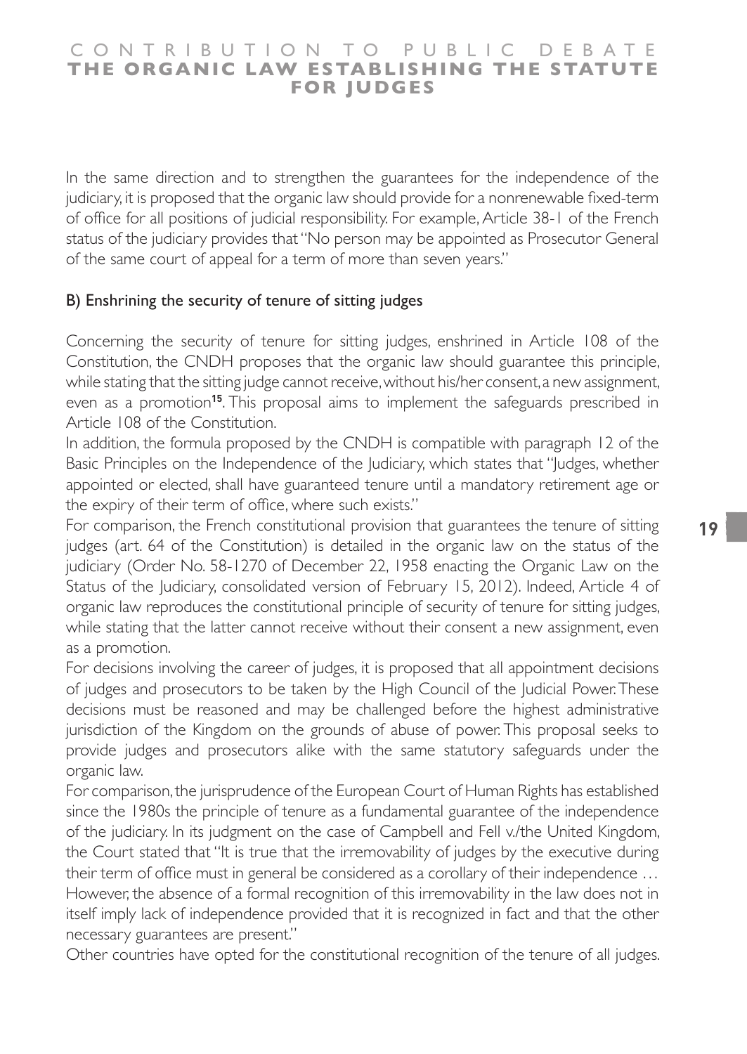In the same direction and to strengthen the guarantees for the independence of the judiciary, it is proposed that the organic law should provide for a nonrenewable fixed-term of office for all positions of judicial responsibility. For example, Article 38-1 of the French status of the judiciary provides that "No person may be appointed as Prosecutor General of the same court of appeal for a term of more than seven years."

### B) Enshrining the security of tenure of sitting judges

Concerning the security of tenure for sitting judges, enshrined in Article 108 of the Constitution, the CNDH proposes that the organic law should guarantee this principle, while stating that the sitting judge cannot receive, without his/her consent, a new assignment, even as a promotion[15]. This proposal aims to implement the safeguards prescribed in Article 108 of the Constitution.

In addition, the formula proposed by the CNDH is compatible with paragraph 12 of the Basic Principles on the Independence of the Judiciary, which states that "Judges, whether appointed or elected, shall have guaranteed tenure until a mandatory retirement age or the expiry of their term of office, where such exists."

For comparison, the French constitutional provision that guarantees the tenure of sitting judges (art. 64 of the Constitution) is detailed in the organic law on the status of the judiciary (Order No. 58-1270 of December 22, 1958 enacting the Organic Law on the Status of the Judiciary, consolidated version of February 15, 2012). Indeed, Article 4 of organic law reproduces the constitutional principle of security of tenure for sitting judges, while stating that the latter cannot receive without their consent a new assignment, even as a promotion.

For decisions involving the career of judges, it is proposed that all appointment decisions of judges and prosecutors to be taken by the High Council of the Judicial Power. These decisions must be reasoned and may be challenged before the highest administrative jurisdiction of the Kingdom on the grounds of abuse of power. This proposal seeks to provide judges and prosecutors alike with the same statutory safeguards under the organic law.

For comparison, the jurisprudence of the European Court of Human Rights has established since the 1980s the principle of tenure as a fundamental guarantee of the independence of the judiciary. In its judgment on the case of Campbell and Fell v./the United Kingdom, the Court stated that "It is true that the irremovability of judges by the executive during their term of office must in general be considered as a corollary of their independence … However, the absence of a formal recognition of this irremovability in the law does not in itself imply lack of independence provided that it is recognized in fact and that the other necessary guarantees are present."

Other countries have opted for the constitutional recognition of the tenure of all judges.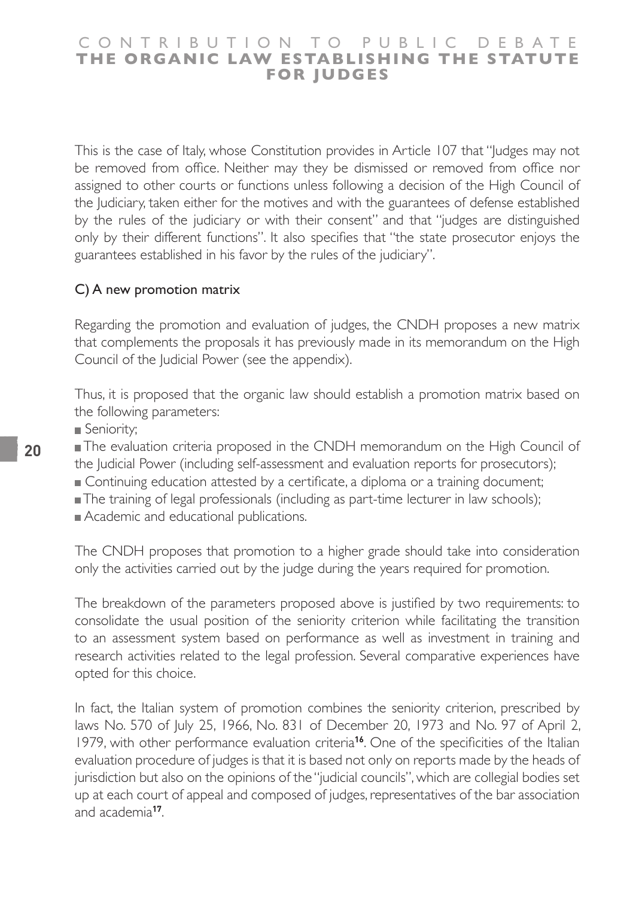This is the case of Italy, whose Constitution provides in Article 107 that "Judges may not be removed from office. Neither may they be dismissed or removed from office nor assigned to other courts or functions unless following a decision of the High Council of the Judiciary, taken either for the motives and with the guarantees of defense established by the rules of the judiciary or with their consent" and that "judges are distinguished only by their different functions". It also specifies that "the state prosecutor enjoys the guarantees established in his favor by the rules of the judiciary".

### C) A new promotion matrix

Regarding the promotion and evaluation of judges, the CNDH proposes a new matrix that complements the proposals it has previously made in its memorandum on the High Council of the Judicial Power (see the appendix).

Thus, it is proposed that the organic law should establish a promotion matrix based on the following parameters:

- Seniority;
- The evaluation criteria proposed in the CNDH memorandum on the High Council of the Judicial Power (including self-assessment and evaluation reports for prosecutors);
- Continuing education attested by a certificate, a diploma or a training document;
- The training of legal professionals (including as part-time lecturer in law schools);
- Academic and educational publications.

The CNDH proposes that promotion to a higher grade should take into consideration only the activities carried out by the judge during the years required for promotion.

The breakdown of the parameters proposed above is justified by two requirements: to consolidate the usual position of the seniority criterion while facilitating the transition to an assessment system based on performance as well as investment in training and research activities related to the legal profession. Several comparative experiences have opted for this choice.

In fact, the Italian system of promotion combines the seniority criterion, prescribed by laws No. 570 of July 25, 1966, No. 831 of December 20, 1973 and No. 97 of April 2, 1979, with other performance evaluation criteria[16]. One of the specificities of the Italian evaluation procedure of judges is that it is based not only on reports made by the heads of jurisdiction but also on the opinions of the "judicial councils", which are collegial bodies set up at each court of appeal and composed of judges, representatives of the bar association and academia[17].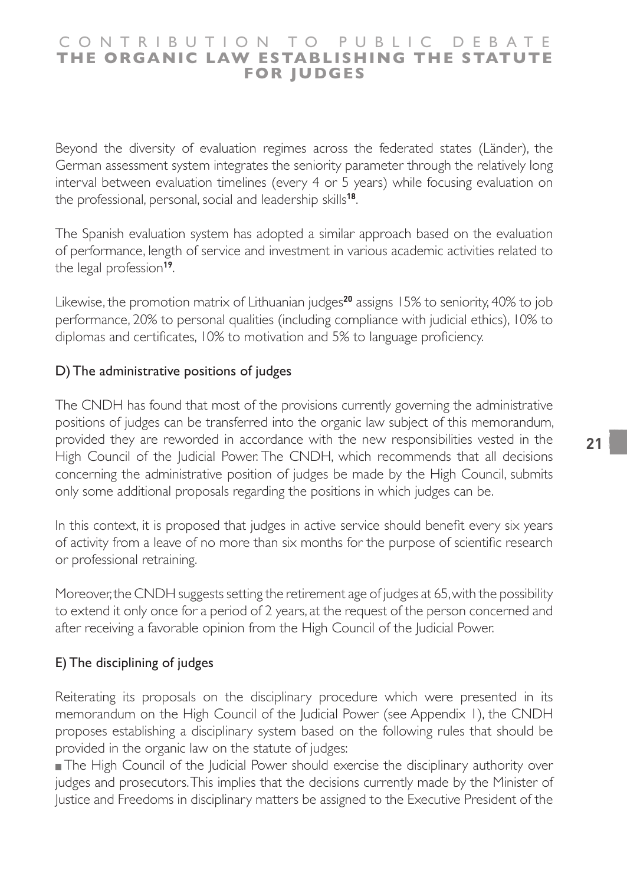Beyond the diversity of evaluation regimes across the federated states (Länder), the German assessment system integrates the seniority parameter through the relatively long interval between evaluation timelines (every 4 or 5 years) while focusing evaluation on the professional, personal, social and leadership skills[18].

The Spanish evaluation system has adopted a similar approach based on the evaluation of performance, length of service and investment in various academic activities related to the legal profession[19].

Likewise, the promotion matrix of Lithuanian judges[20] assigns 15% to seniority, 40% to job performance, 20% to personal qualities (including compliance with judicial ethics), 10% to diplomas and certificates, 10% to motivation and 5% to language proficiency.

### D) The administrative positions of judges

The CNDH has found that most of the provisions currently governing the administrative positions of judges can be transferred into the organic law subject of this memorandum, provided they are reworded in accordance with the new responsibilities vested in the High Council of the Judicial Power. The CNDH, which recommends that all decisions concerning the administrative position of judges be made by the High Council, submits only some additional proposals regarding the positions in which judges can be.

In this context, it is proposed that judges in active service should benefit every six years of activity from a leave of no more than six months for the purpose of scientific research or professional retraining.

Moreover, the CNDH suggests setting the retirement age of judges at 65, with the possibility to extend it only once for a period of 2 years, at the request of the person concerned and after receiving a favorable opinion from the High Council of the Judicial Power.

### E) The disciplining of judges

Reiterating its proposals on the disciplinary procedure which were presented in its memorandum on the High Council of the Judicial Power (see Appendix 1), the CNDH proposes establishing a disciplinary system based on the following rules that should be provided in the organic law on the statute of judges:

- The High Council of the Judicial Power should exercise the disciplinary authority over judges and prosecutors. This implies that the decisions currently made by the Minister of Justice and Freedoms in disciplinary matters be assigned to the Executive President of the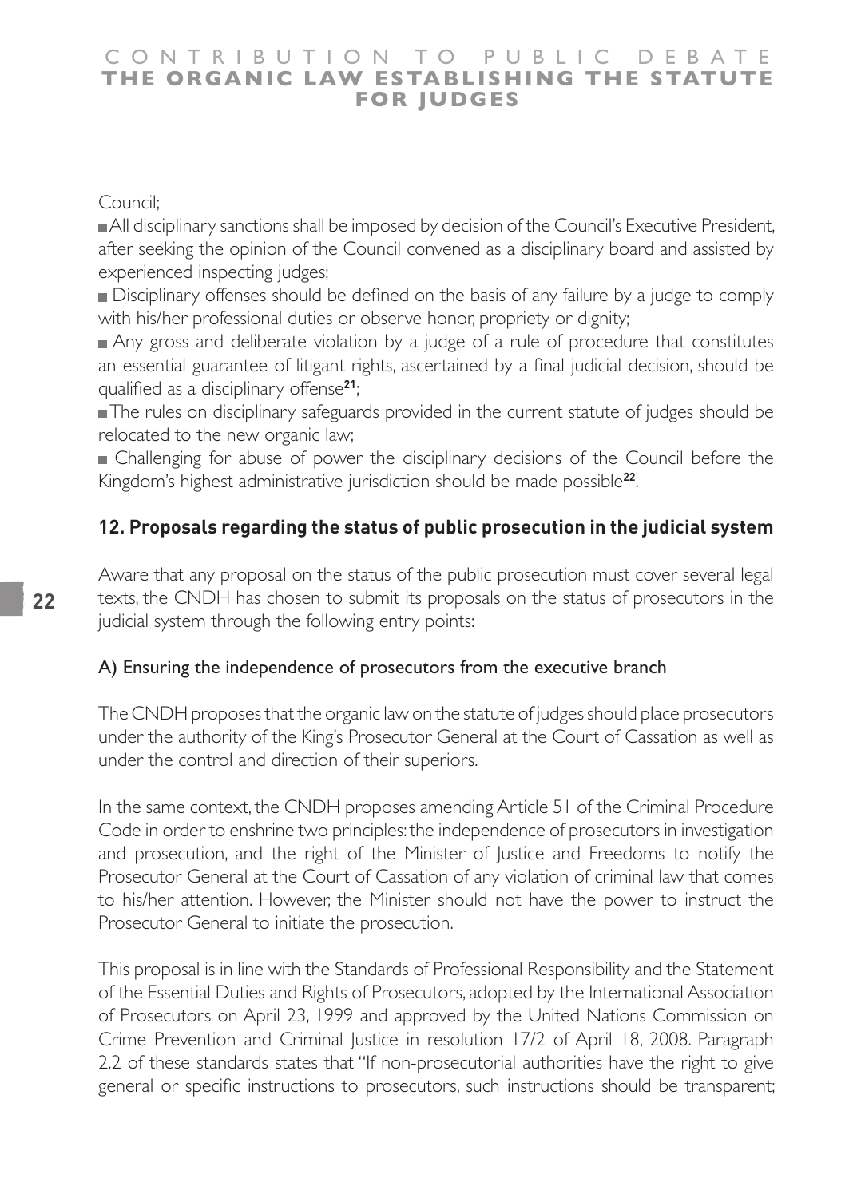Council;

- All disciplinary sanctions shall be imposed by decision of the Council's Executive President, after seeking the opinion of the Council convened as a disciplinary board and assisted by experienced inspecting judges;
- Disciplinary offenses should be defined on the basis of any failure by a judge to comply with his/her professional duties or observe honor, propriety or dignity;
- Any gross and deliberate violation by a judge of a rule of procedure that constitutes an essential guarantee of litigant rights, ascertained by a final judicial decision, should be qualified as a disciplinary offense[21];
- The rules on disciplinary safeguards provided in the current statute of judges should be relocated to the new organic law;
- Challenging for abuse of power the disciplinary decisions of the Council before the Kingdom's highest administrative jurisdiction should be made possible[22].

## 12. Proposals regarding the status of public prosecution in the judicial system

Aware that any proposal on the status of the public prosecution must cover several legal texts, the CNDH has chosen to submit its proposals on the status of prosecutors in the judicial system through the following entry points:

### A) Ensuring the independence of prosecutors from the executive branch

The CNDH proposes that the organic law on the statute of judges should place prosecutors under the authority of the King's Prosecutor General at the Court of Cassation as well as under the control and direction of their superiors.

In the same context, the CNDH proposes amending Article 51 of the Criminal Procedure Code in order to enshrine two principles: the independence of prosecutors in investigation and prosecution, and the right of the Minister of Justice and Freedoms to notify the Prosecutor General at the Court of Cassation of any violation of criminal law that comes to his/her attention. However, the Minister should not have the power to instruct the Prosecutor General to initiate the prosecution.

This proposal is in line with the Standards of Professional Responsibility and the Statement of the Essential Duties and Rights of Prosecutors, adopted by the International Association of Prosecutors on April 23, 1999 and approved by the United Nations Commission on Crime Prevention and Criminal Justice in resolution 17/2 of April 18, 2008. Paragraph 2.2 of these standards states that "If non-prosecutorial authorities have the right to give general or specific instructions to prosecutors, such instructions should be transparent;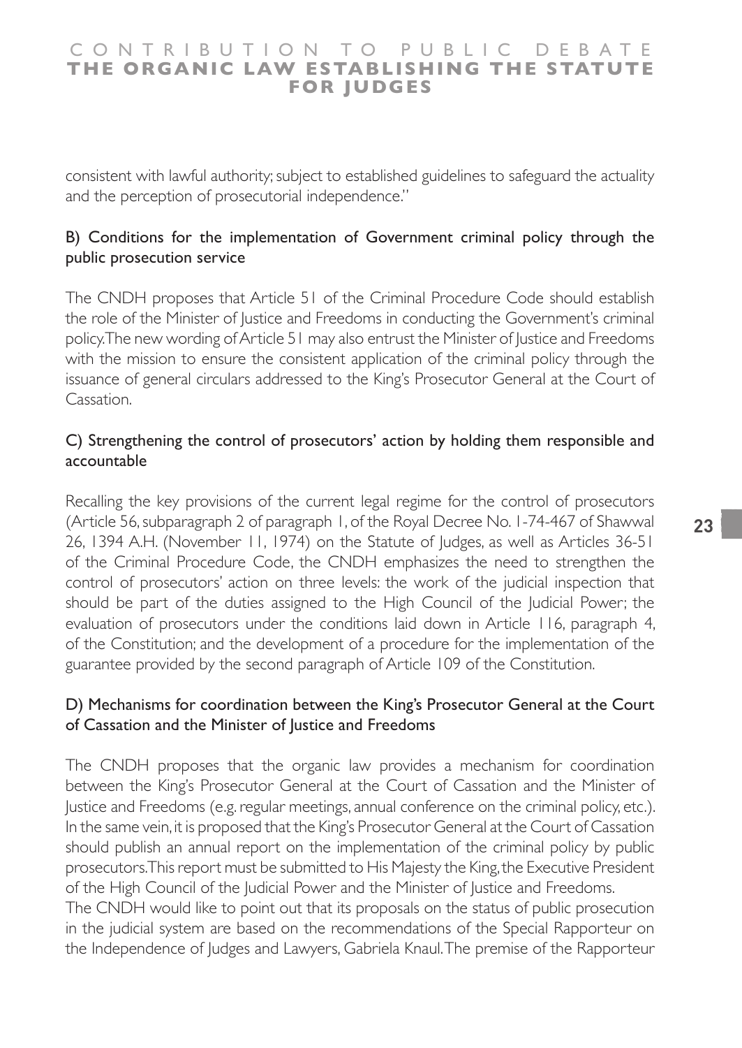consistent with lawful authority; subject to established guidelines to safeguard the actuality and the perception of prosecutorial independence."

### B) Conditions for the implementation of Government criminal policy through the public prosecution service

The CNDH proposes that Article 51 of the Criminal Procedure Code should establish the role of the Minister of Justice and Freedoms in conducting the Government's criminal policy. The new wording of Article 51 may also entrust the Minister of Justice and Freedoms with the mission to ensure the consistent application of the criminal policy through the issuance of general circulars addressed to the King's Prosecutor General at the Court of Cassation.

### C) Strengthening the control of prosecutors' action by holding them responsible and accountable

Recalling the key provisions of the current legal regime for the control of prosecutors (Article 56, subparagraph 2 of paragraph 1, of the Royal Decree No. 1-74-467 of Shawwal 26, 1394 A.H. (November 11, 1974) on the Statute of Judges, as well as Articles 36-51 of the Criminal Procedure Code, the CNDH emphasizes the need to strengthen the control of prosecutors' action on three levels: the work of the judicial inspection that should be part of the duties assigned to the High Council of the Judicial Power; the evaluation of prosecutors under the conditions laid down in Article 116, paragraph 4, of the Constitution; and the development of a procedure for the implementation of the guarantee provided by the second paragraph of Article 109 of the Constitution.

### D) Mechanisms for coordination between the King's Prosecutor General at the Court of Cassation and the Minister of Justice and Freedoms

The CNDH proposes that the organic law provides a mechanism for coordination between the King's Prosecutor General at the Court of Cassation and the Minister of Justice and Freedoms (e.g. regular meetings, annual conference on the criminal policy, etc.). In the same vein, it is proposed that the King's Prosecutor General at the Court of Cassation should publish an annual report on the implementation of the criminal policy by public prosecutors. This report must be submitted to His Majesty the King, the Executive President of the High Council of the Judicial Power and the Minister of Justice and Freedoms.

The CNDH would like to point out that its proposals on the status of public prosecution in the judicial system are based on the recommendations of the Special Rapporteur on the Independence of Judges and Lawyers, Gabriela Knaul. The premise of the Rapporteur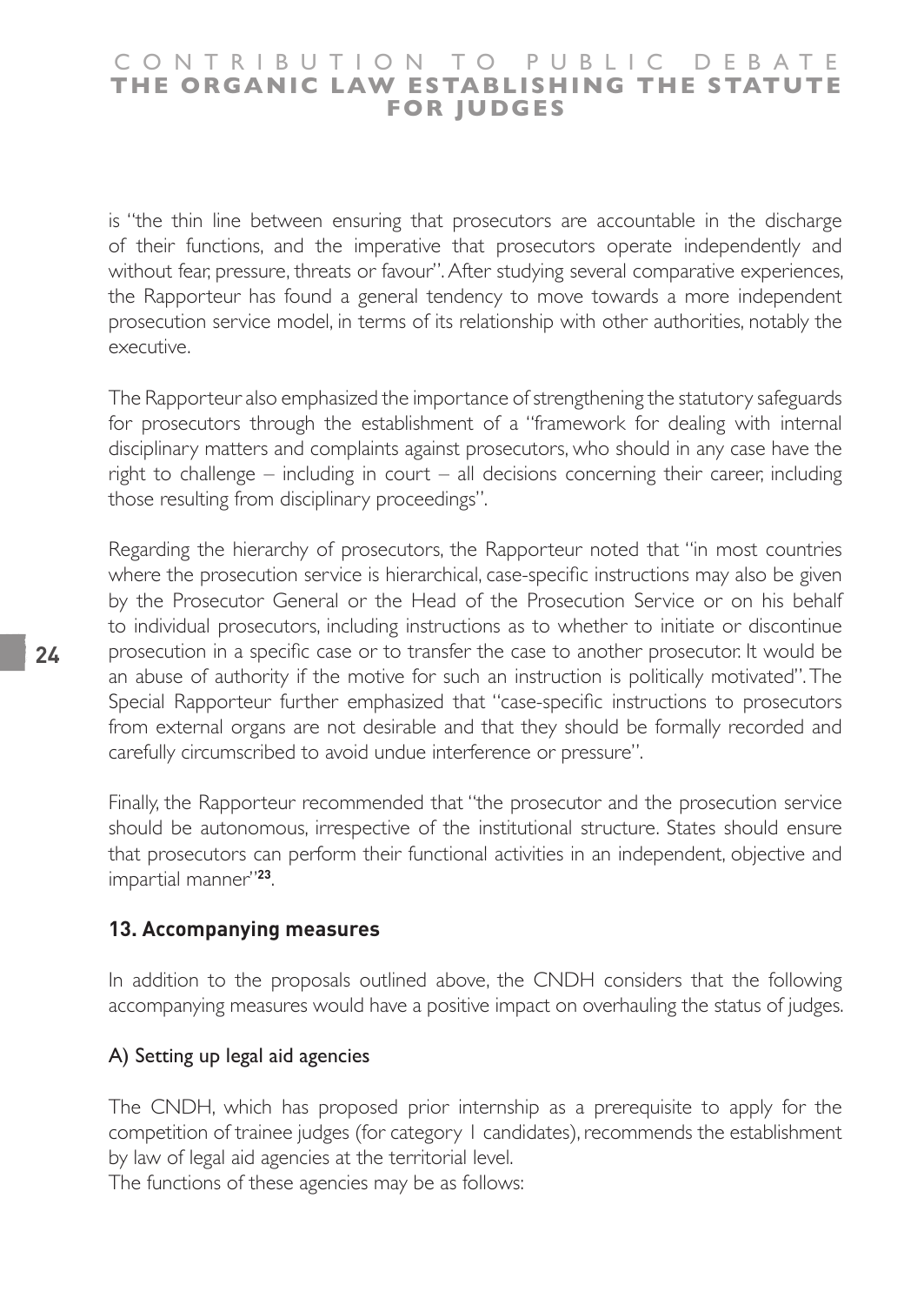is "the thin line between ensuring that prosecutors are accountable in the discharge of their functions, and the imperative that prosecutors operate independently and without fear, pressure, threats or favour". After studying several comparative experiences, the Rapporteur has found a general tendency to move towards a more independent prosecution service model, in terms of its relationship with other authorities, notably the executive.

The Rapporteur also emphasized the importance of strengthening the statutory safeguards for prosecutors through the establishment of a "framework for dealing with internal disciplinary matters and complaints against prosecutors, who should in any case have the right to challenge – including in court – all decisions concerning their career, including those resulting from disciplinary proceedings".

Regarding the hierarchy of prosecutors, the Rapporteur noted that "in most countries where the prosecution service is hierarchical, case-specific instructions may also be given by the Prosecutor General or the Head of the Prosecution Service or on his behalf to individual prosecutors, including instructions as to whether to initiate or discontinue prosecution in a specific case or to transfer the case to another prosecutor. It would be an abuse of authority if the motive for such an instruction is politically motivated". The Special Rapporteur further emphasized that "case-specific instructions to prosecutors from external organs are not desirable and that they should be formally recorded and carefully circumscribed to avoid undue interference or pressure".

Finally, the Rapporteur recommended that "the prosecutor and the prosecution service should be autonomous, irrespective of the institutional structure. States should ensure that prosecutors can perform their functional activities in an independent, objective and impartial manner"[23].

## 13. Accompanying measures

In addition to the proposals outlined above, the CNDH considers that the following accompanying measures would have a positive impact on overhauling the status of judges.

### A) Setting up legal aid agencies

The CNDH, which has proposed prior internship as a prerequisite to apply for the competition of trainee judges (for category 1 candidates), recommends the establishment by law of legal aid agencies at the territorial level.
The functions of these agencies may be as follows: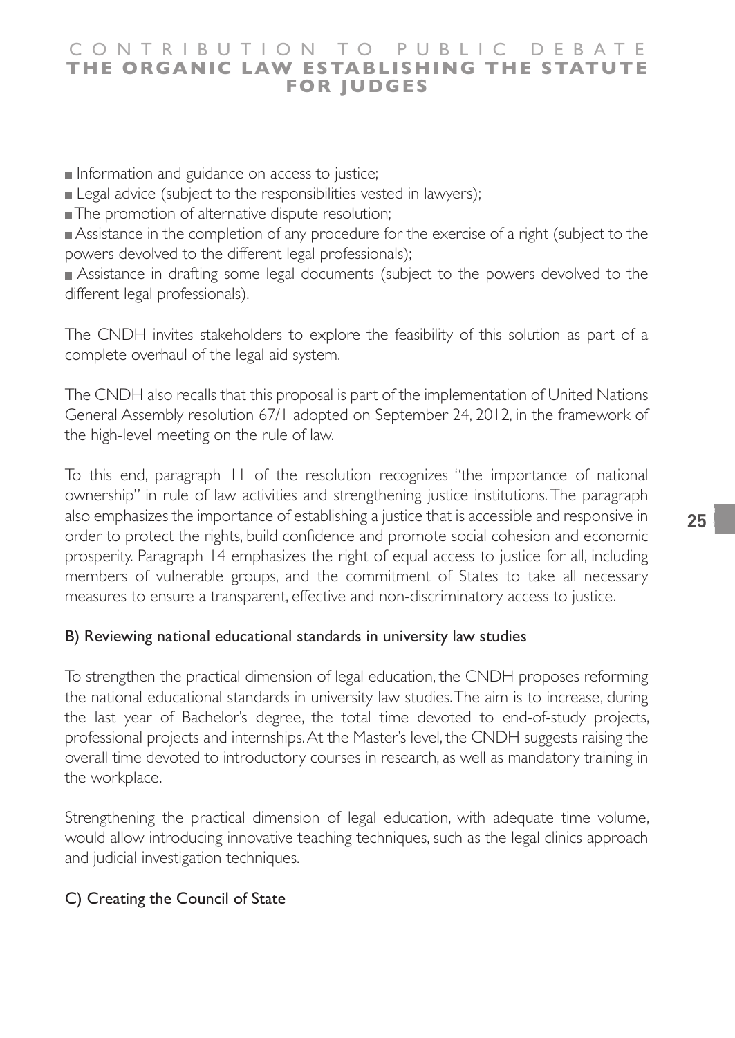- Information and guidance on access to justice;
- Legal advice (subject to the responsibilities vested in lawyers);
- The promotion of alternative dispute resolution;
- Assistance in the completion of any procedure for the exercise of a right (subject to the powers devolved to the different legal professionals);
- Assistance in drafting some legal documents (subject to the powers devolved to the different legal professionals).

The CNDH invites stakeholders to explore the feasibility of this solution as part of a complete overhaul of the legal aid system.

The CNDH also recalls that this proposal is part of the implementation of United Nations General Assembly resolution 67/1 adopted on September 24, 2012, in the framework of the high-level meeting on the rule of law.

To this end, paragraph 11 of the resolution recognizes "the importance of national ownership" in rule of law activities and strengthening justice institutions. The paragraph also emphasizes the importance of establishing a justice that is accessible and responsive in order to protect the rights, build confidence and promote social cohesion and economic prosperity. Paragraph 14 emphasizes the right of equal access to justice for all, including members of vulnerable groups, and the commitment of States to take all necessary measures to ensure a transparent, effective and non-discriminatory access to justice.

### B) Reviewing national educational standards in university law studies

To strengthen the practical dimension of legal education, the CNDH proposes reforming the national educational standards in university law studies. The aim is to increase, during the last year of Bachelor's degree, the total time devoted to end-of-study projects, professional projects and internships. At the Master's level, the CNDH suggests raising the overall time devoted to introductory courses in research, as well as mandatory training in the workplace.

Strengthening the practical dimension of legal education, with adequate time volume, would allow introducing innovative teaching techniques, such as the legal clinics approach and judicial investigation techniques.

### C) Creating the Council of State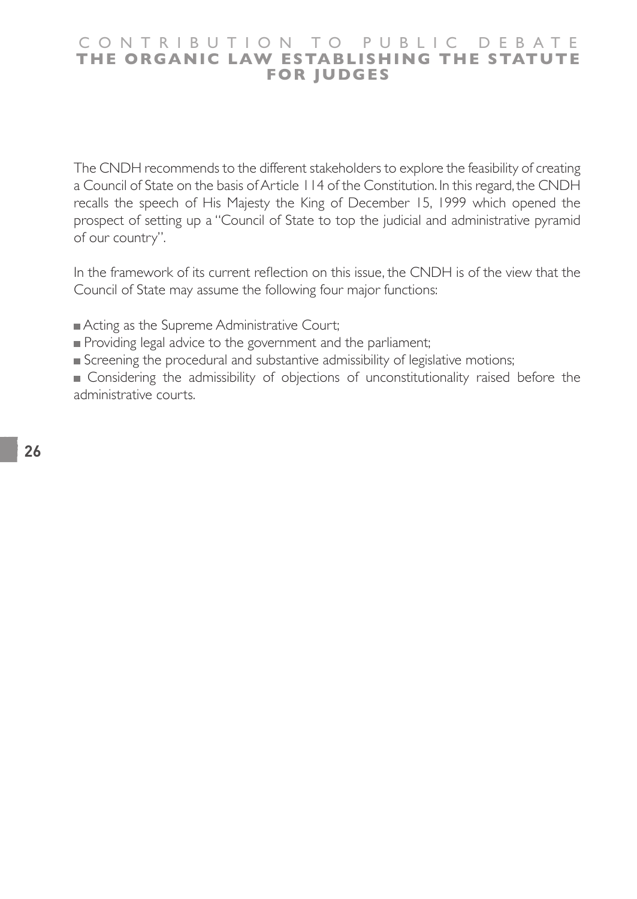The CNDH recommends to the different stakeholders to explore the feasibility of creating a Council of State on the basis of Article 114 of the Constitution. In this regard, the CNDH recalls the speech of His Majesty the King of December 15, 1999 which opened the prospect of setting up a "Council of State to top the judicial and administrative pyramid of our country".

In the framework of its current reflection on this issue, the CNDH is of the view that the Council of State may assume the following four major functions:

- Acting as the Supreme Administrative Court;
- Providing legal advice to the government and the parliament;
- Screening the procedural and substantive admissibility of legislative motions;
- Considering the admissibility of objections of unconstitutionality raised before the administrative courts.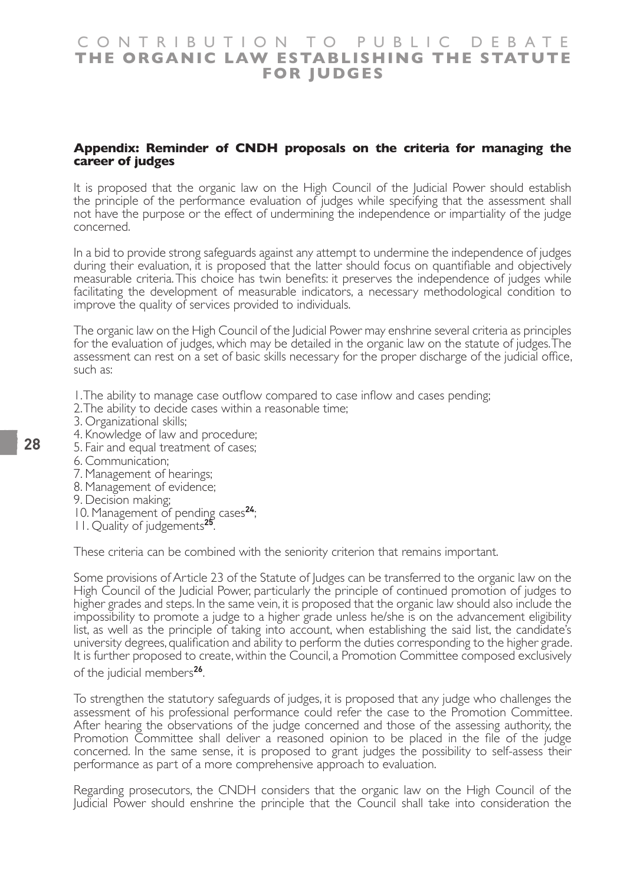## Appendix: Reminder of CNDH proposals on the criteria for managing the career of judges

It is proposed that the organic law on the High Council of the Judicial Power should establish the principle of the performance evaluation of judges while specifying that the assessment shall not have the purpose or the effect of undermining the independence or impartiality of the judge concerned.

In a bid to provide strong safeguards against any attempt to undermine the independence of judges during their evaluation, it is proposed that the latter should focus on quantifiable and objectively measurable criteria. This choice has twin benefits: it preserves the independence of judges while facilitating the development of measurable indicators, a necessary methodological condition to improve the quality of services provided to individuals.

The organic law on the High Council of the Judicial Power may enshrine several criteria as principles for the evaluation of judges, which may be detailed in the organic law on the statute of judges. The assessment can rest on a set of basic skills necessary for the proper discharge of the judicial office, such as:

1. The ability to manage case outflow compared to case inflow and cases pending;
2. The ability to decide cases within a reasonable time;
3. Organizational skills;
4. Knowledge of law and procedure;
5. Fair and equal treatment of cases;
6. Communication;
7. Management of hearings;
8. Management of evidence;
9. Decision making;
10. Management of pending cases[24];
11. Quality of judgements[25].

These criteria can be combined with the seniority criterion that remains important.

Some provisions of Article 23 of the Statute of Judges can be transferred to the organic law on the High Council of the Judicial Power, particularly the principle of continued promotion of judges to higher grades and steps. In the same vein, it is proposed that the organic law should also include the impossibility to promote a judge to a higher grade unless he/she is on the advancement eligibility list, as well as the principle of taking into account, when establishing the said list, the candidate's university degrees, qualification and ability to perform the duties corresponding to the higher grade. It is further proposed to create, within the Council, a Promotion Committee composed exclusively of the judicial members[26].

To strengthen the statutory safeguards of judges, it is proposed that any judge who challenges the assessment of his professional performance could refer the case to the Promotion Committee. After hearing the observations of the judge concerned and those of the assessing authority, the Promotion Committee shall deliver a reasoned opinion to be placed in the file of the judge concerned. In the same sense, it is proposed to grant judges the possibility to self-assess their performance as part of a more comprehensive approach to evaluation.

Regarding prosecutors, the CNDH considers that the organic law on the High Council of the Judicial Power should enshrine the principle that the Council shall take into consideration the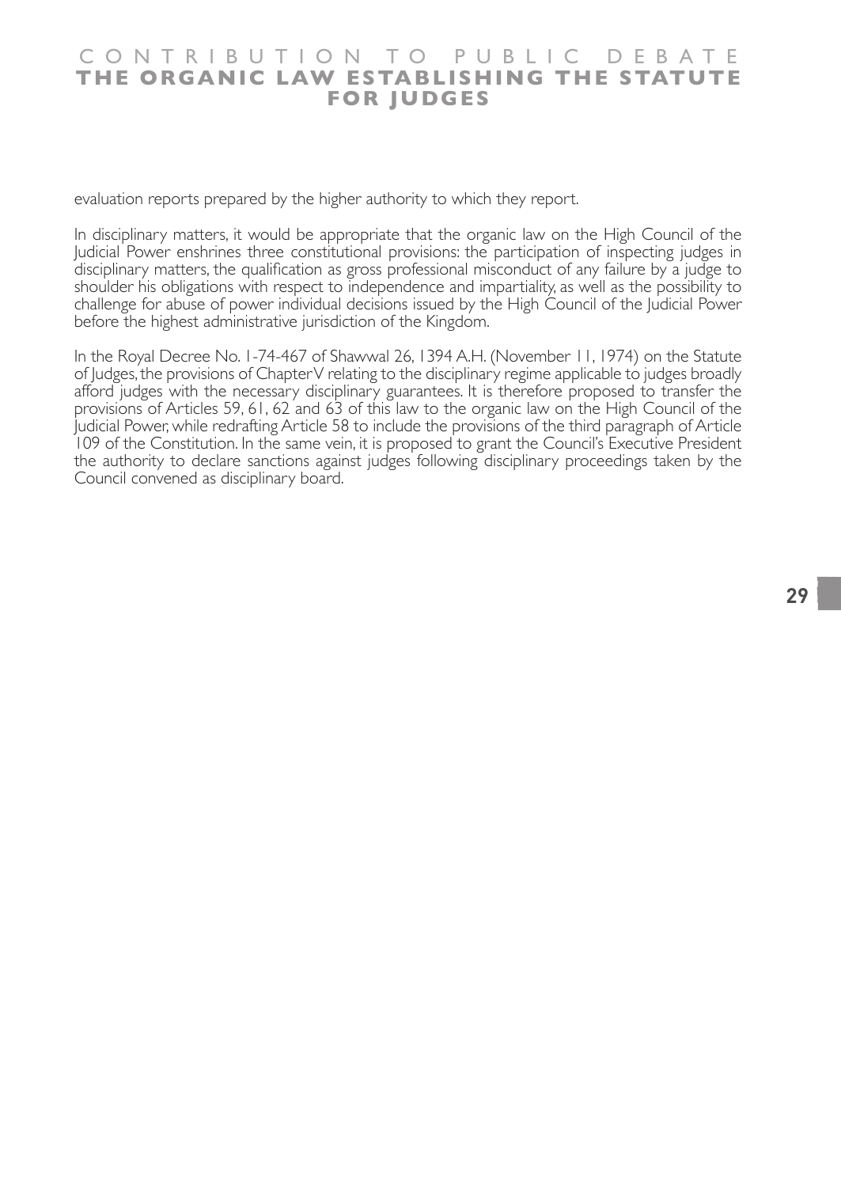evaluation reports prepared by the higher authority to which they report.

In disciplinary matters, it would be appropriate that the organic law on the High Council of the Judicial Power enshrines three constitutional provisions: the participation of inspecting judges in disciplinary matters, the qualification as gross professional misconduct of any failure by a judge to shoulder his obligations with respect to independence and impartiality, as well as the possibility to challenge for abuse of power individual decisions issued by the High Council of the Judicial Power before the highest administrative jurisdiction of the Kingdom.

In the Royal Decree No. 1-74-467 of Shawwal 26, 1394 A.H. (November 11, 1974) on the Statute of Judges, the provisions of Chapter V relating to the disciplinary regime applicable to judges broadly afford judges with the necessary disciplinary guarantees. It is therefore proposed to transfer the provisions of Articles 59, 61, 62 and 63 of this law to the organic law on the High Council of the Judicial Power, while redrafting Article 58 to include the provisions of the third paragraph of Article 109 of the Constitution. In the same vein, it is proposed to grant the Council's Executive President the authority to declare sanctions against judges following disciplinary proceedings taken by the Council convened as disciplinary board.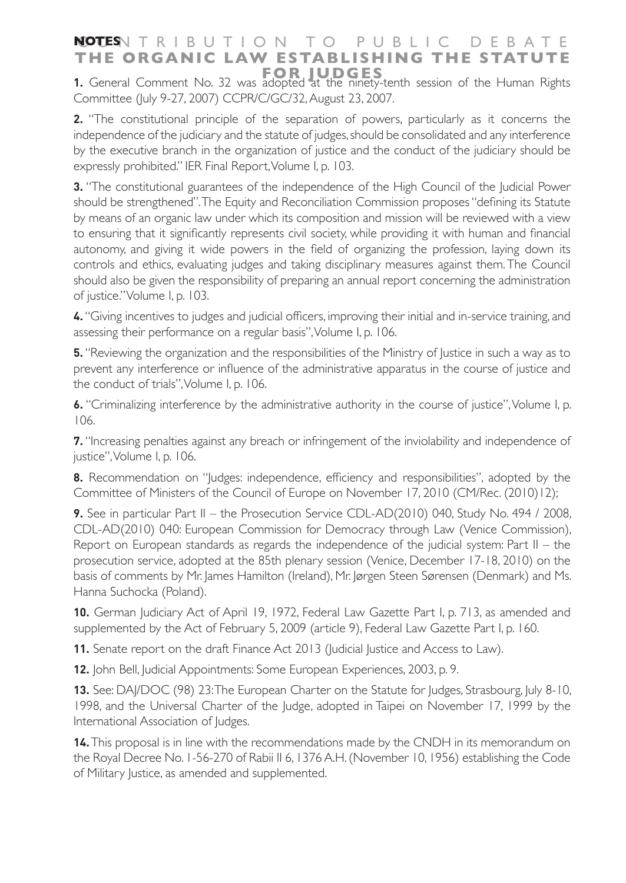# NOTES

**1.** General Comment No. 32 was adopted at the ninety-tenth session of the Human Rights Committee (July 9-27, 2007) CCPR/C/GC/32, August 23, 2007.

**2.** "The constitutional principle of the separation of powers, particularly as it concerns the independence of the judiciary and the statute of judges, should be consolidated and any interference by the executive branch in the organization of justice and the conduct of the judiciary should be expressly prohibited." IER Final Report, Volume I, p. 103.

**3.** "The constitutional guarantees of the independence of the High Council of the Judicial Power should be strengthened". The Equity and Reconciliation Commission proposes "defining its Statute by means of an organic law under which its composition and mission will be reviewed with a view to ensuring that it significantly represents civil society, while providing it with human and financial autonomy, and giving it wide powers in the field of organizing the profession, laying down its controls and ethics, evaluating judges and taking disciplinary measures against them. The Council should also be given the responsibility of preparing an annual report concerning the administration of justice." Volume I, p. 103.

**4.** "Giving incentives to judges and judicial officers, improving their initial and in-service training, and assessing their performance on a regular basis", Volume I, p. 106.

**5.** "Reviewing the organization and the responsibilities of the Ministry of Justice in such a way as to prevent any interference or influence of the administrative apparatus in the course of justice and the conduct of trials", Volume I, p. 106.

**6.** "Criminalizing interference by the administrative authority in the course of justice", Volume I, p. 106.

**7.** "Increasing penalties against any breach or infringement of the inviolability and independence of justice", Volume I, p. 106.

**8.** Recommendation on "Judges: independence, efficiency and responsibilities", adopted by the Committee of Ministers of the Council of Europe on November 17, 2010 (CM/Rec. (2010)12);

**9.** See in particular Part II – the Prosecution Service CDL-AD(2010) 040, Study No. 494 / 2008, CDL-AD(2010) 040: European Commission for Democracy through Law (Venice Commission), Report on European standards as regards the independence of the judicial system: Part II – the prosecution service, adopted at the 85th plenary session (Venice, December 17-18, 2010) on the basis of comments by Mr. James Hamilton (Ireland), Mr. Jørgen Steen Sørensen (Denmark) and Ms. Hanna Suchocka (Poland).

**10.** German Judiciary Act of April 19, 1972, Federal Law Gazette Part I, p. 713, as amended and supplemented by the Act of February 5, 2009 (article 9), Federal Law Gazette Part I, p. 160.

**11.** Senate report on the draft Finance Act 2013 (Judicial Justice and Access to Law).

**12.** John Bell, Judicial Appointments: Some European Experiences, 2003, p. 9.

**13.** See: DAJ/DOC (98) 23: The European Charter on the Statute for Judges, Strasbourg, July 8-10, 1998, and the Universal Charter of the Judge, adopted in Taipei on November 17, 1999 by the International Association of Judges.

**14.** This proposal is in line with the recommendations made by the CNDH in its memorandum on the Royal Decree No. 1-56-270 of Rabii II 6, 1376 A.H. (November 10, 1956) establishing the Code of Military Justice, as amended and supplemented.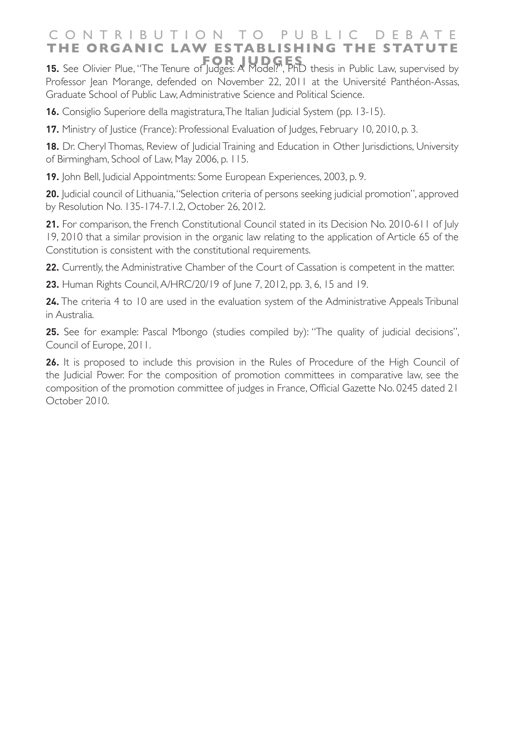**15.** See Olivier Plue, "The Tenure of Judges: A Model?", PhD thesis in Public Law, supervised by Professor Jean Morange, defended on November 22, 2011 at the Université Panthéon-Assas, Graduate School of Public Law, Administrative Science and Political Science.

**16.** Consiglio Superiore della magistratura, The Italian Judicial System (pp. 13-15).

**17.** Ministry of Justice (France): Professional Evaluation of Judges, February 10, 2010, p. 3.

**18.** Dr. Cheryl Thomas, Review of Judicial Training and Education in Other Jurisdictions, University of Birmingham, School of Law, May 2006, p. 115.

**19.** John Bell, Judicial Appointments: Some European Experiences, 2003, p. 9.

**20.** Judicial council of Lithuania, "Selection criteria of persons seeking judicial promotion", approved by Resolution No. 135-174-7.1.2, October 26, 2012.

**21.** For comparison, the French Constitutional Council stated in its Decision No. 2010-611 of July 19, 2010 that a similar provision in the organic law relating to the application of Article 65 of the Constitution is consistent with the constitutional requirements.

**22.** Currently, the Administrative Chamber of the Court of Cassation is competent in the matter.

**23.** Human Rights Council, A/HRC/20/19 of June 7, 2012, pp. 3, 6, 15 and 19.

**24.** The criteria 4 to 10 are used in the evaluation system of the Administrative Appeals Tribunal in Australia.

**25.** See for example: Pascal Mbongo (studies compiled by): "The quality of judicial decisions", Council of Europe, 2011.

**26.** It is proposed to include this provision in the Rules of Procedure of the High Council of the Judicial Power. For the composition of promotion committees in comparative law, see the composition of the promotion committee of judges in France, Official Gazette No. 0245 dated 21 October 2010.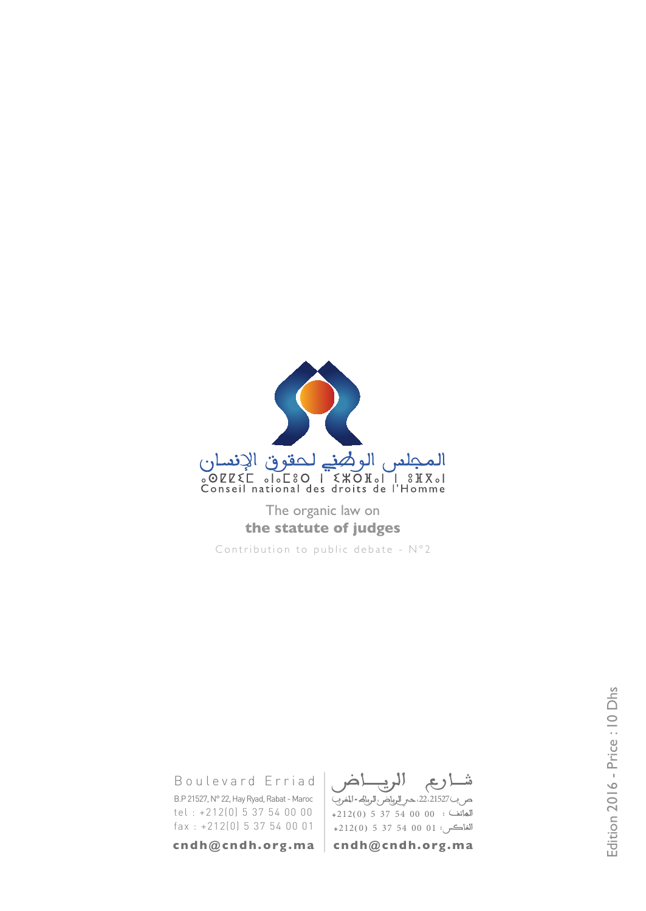المجلس الوطني لحقوق الإنسان

ⴰⵙⵓⵔⵉⴼ ⴰⵏⴰⵎⵓⵔ ⵏ ⵉⵣⵔⴼⴰⵏ ⵏ ⵓⴼⴳⴰⵏ

Conseil national des droits de l'Homme

The organic law on
**the statute of judges**

Contribution to public debate - N°2

Boulevard Erriad
B.P 21527, N° 22, Hay Ryad, Rabat - Maroc
tel : +212(0) 5 37 54 00 00
fax : +212(0) 5 37 54 00 01
**cndh@cndh.org.ma**

شارع الرياض
ص.ب 21527، 22، حي الرياض الرباط - المغرب
الهاتف : 00 00 54 37 5 (0)212+
الفاكس: 01 00 54 37 5 (0)212+
**cndh@cndh.org.ma**

Edition 2016 - Price : 10 Dhs